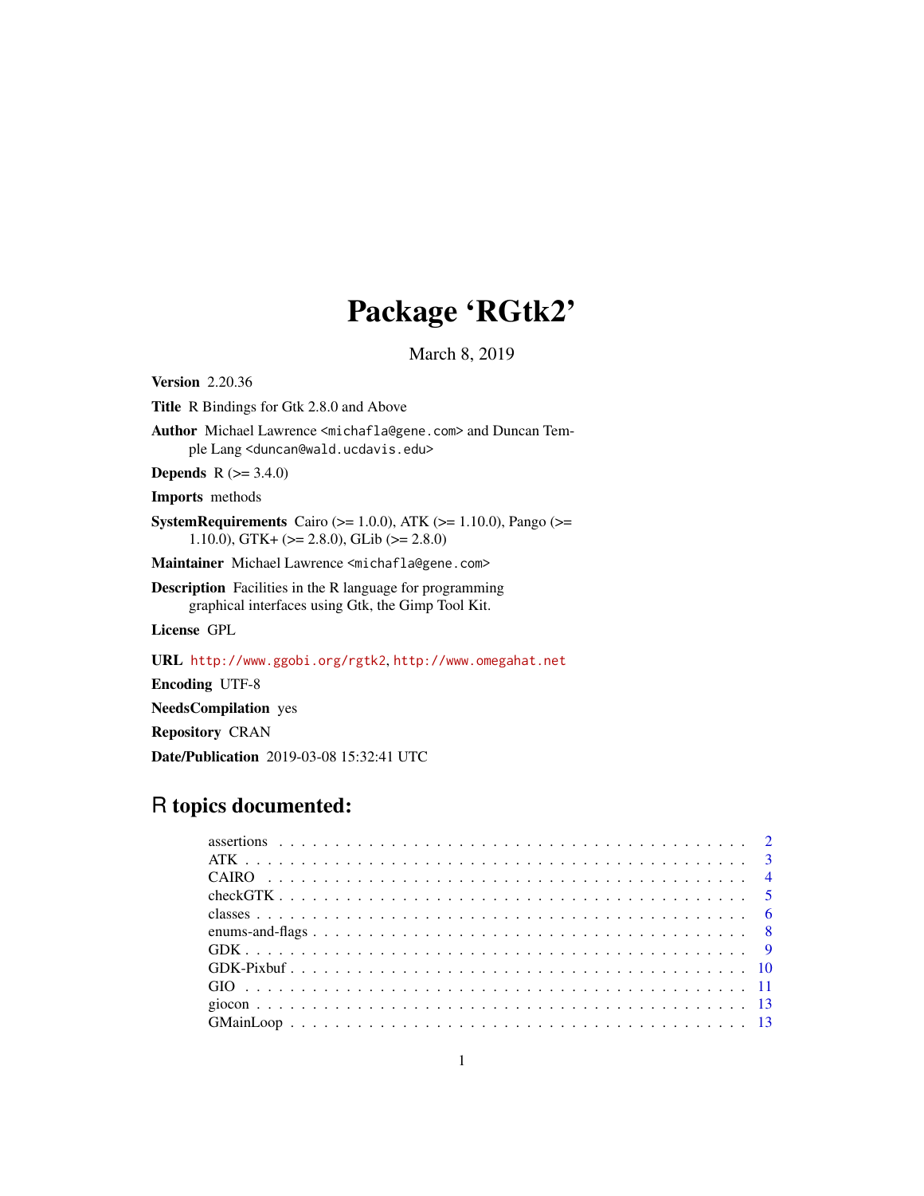# Package 'RGtk2'

March 8, 2019

**Version** 2.20.36

**Title** R Bindings for Gtk 2.8.0 and Above

**Author** Michael Lawrence <michafla@gene.com> and Duncan Temple Lang <duncan@wald.ucdavis.edu>

**Depends** R (>= 3.4.0)

**Imports** methods

**SystemRequirements** Cairo (>= 1.0.0), ATK (>= 1.10.0), Pango (>= 1.10.0), GTK+ (>= 2.8.0), GLib (>= 2.8.0)

**Maintainer** Michael Lawrence <michafla@gene.com>

**Description** Facilities in the R language for programming graphical interfaces using Gtk, the Gimp Tool Kit.

**License** GPL

**URL** http://www.ggobi.org/rgtk2, http://www.omegahat.net

**Encoding** UTF-8

**NeedsCompilation** yes

**Repository** CRAN

**Date/Publication** 2019-03-08 15:32:41 UTC

## R topics documented:

- assertions . . . . . . . . . . . . . . . . . . . . . . . . . . . . . . . . . . . . . . . . . 2
- ATK . . . . . . . . . . . . . . . . . . . . . . . . . . . . . . . . . . . . . . . . . . . . 3
- CAIRO . . . . . . . . . . . . . . . . . . . . . . . . . . . . . . . . . . . . . . . . . . 4
- checkGTK . . . . . . . . . . . . . . . . . . . . . . . . . . . . . . . . . . . . . . . . 5
- classes . . . . . . . . . . . . . . . . . . . . . . . . . . . . . . . . . . . . . . . . . . 6
- enums-and-flags . . . . . . . . . . . . . . . . . . . . . . . . . . . . . . . . . . . . 8
- GDK . . . . . . . . . . . . . . . . . . . . . . . . . . . . . . . . . . . . . . . . . . . 9
- GDK-Pixbuf . . . . . . . . . . . . . . . . . . . . . . . . . . . . . . . . . . . . . . . 10
- GIO . . . . . . . . . . . . . . . . . . . . . . . . . . . . . . . . . . . . . . . . . . . . 11
- giocon . . . . . . . . . . . . . . . . . . . . . . . . . . . . . . . . . . . . . . . . . . . 13
- GMainLoop . . . . . . . . . . . . . . . . . . . . . . . . . . . . . . . . . . . . . . . 13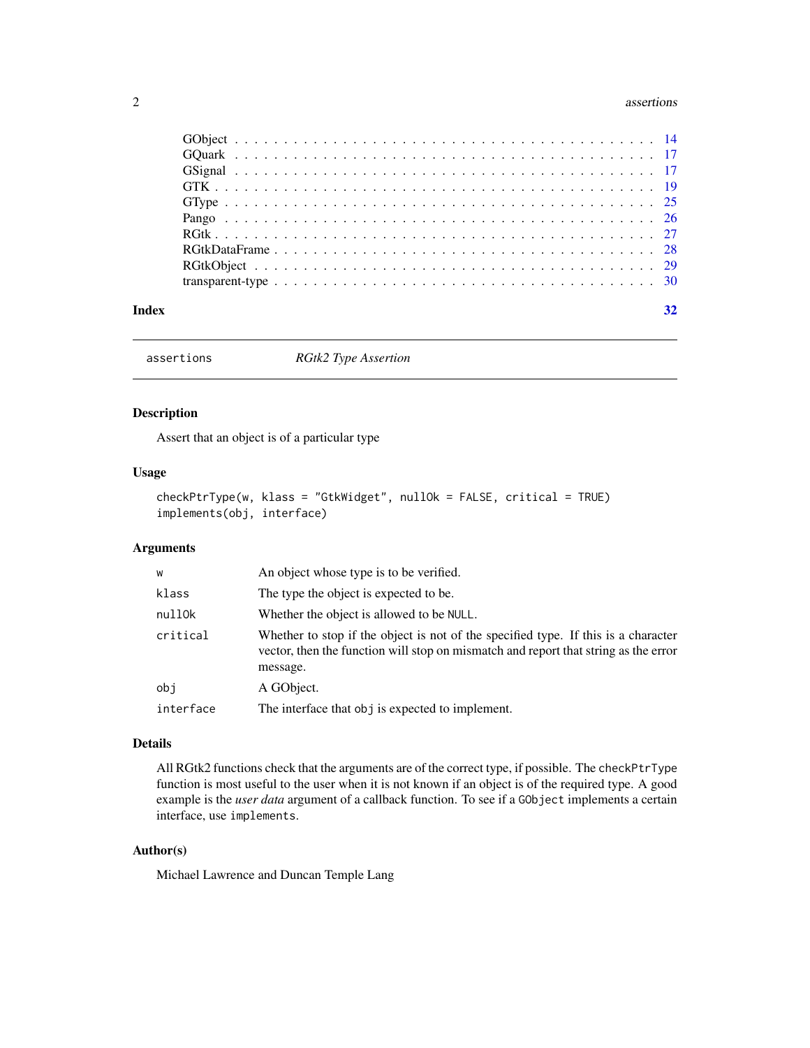GObject . . . . . . . . . . . . . . . . . . . . . . . . . . . . . . . . . . . . . . . . 14
GQuark . . . . . . . . . . . . . . . . . . . . . . . . . . . . . . . . . . . . . . . . 17
GSignal . . . . . . . . . . . . . . . . . . . . . . . . . . . . . . . . . . . . . . . . 17
GTK . . . . . . . . . . . . . . . . . . . . . . . . . . . . . . . . . . . . . . . . 19
GType . . . . . . . . . . . . . . . . . . . . . . . . . . . . . . . . . . . . . . . . 25
Pango . . . . . . . . . . . . . . . . . . . . . . . . . . . . . . . . . . . . . . . . 26
RGtk . . . . . . . . . . . . . . . . . . . . . . . . . . . . . . . . . . . . . . . . 27
RGtkDataFrame . . . . . . . . . . . . . . . . . . . . . . . . . . . . . . . . . . . . 28
RGtkObject . . . . . . . . . . . . . . . . . . . . . . . . . . . . . . . . . . . . . 29
transparent-type . . . . . . . . . . . . . . . . . . . . . . . . . . . . . . . . . . . 30

**Index** **32**

---

`assertions` *RGtk2 Type Assertion*

---

## Description

Assert that an object is of a particular type

## Usage

```
checkPtrType(w, klass = "GtkWidget", nullOk = FALSE, critical = TRUE)
implements(obj, interface)
```

## Arguments

| | |
|---|---|
| `w` | An object whose type is to be verified. |
| `klass` | The type the object is expected to be. |
| `nullOk` | Whether the object is allowed to be `NULL`. |
| `critical` | Whether to stop if the object is not of the specified type. If this is a character vector, then the function will stop on mismatch and report that string as the error message. |
| `obj` | A GObject. |
| `interface` | The interface that `obj` is expected to implement. |

## Details

All RGtk2 functions check that the arguments are of the correct type, if possible. The `checkPtrType` function is most useful to the user when it is not known if an object is of the required type. A good example is the *user data* argument of a callback function. To see if a `GObject` implements a certain interface, use `implements`.

## Author(s)

Michael Lawrence and Duncan Temple Lang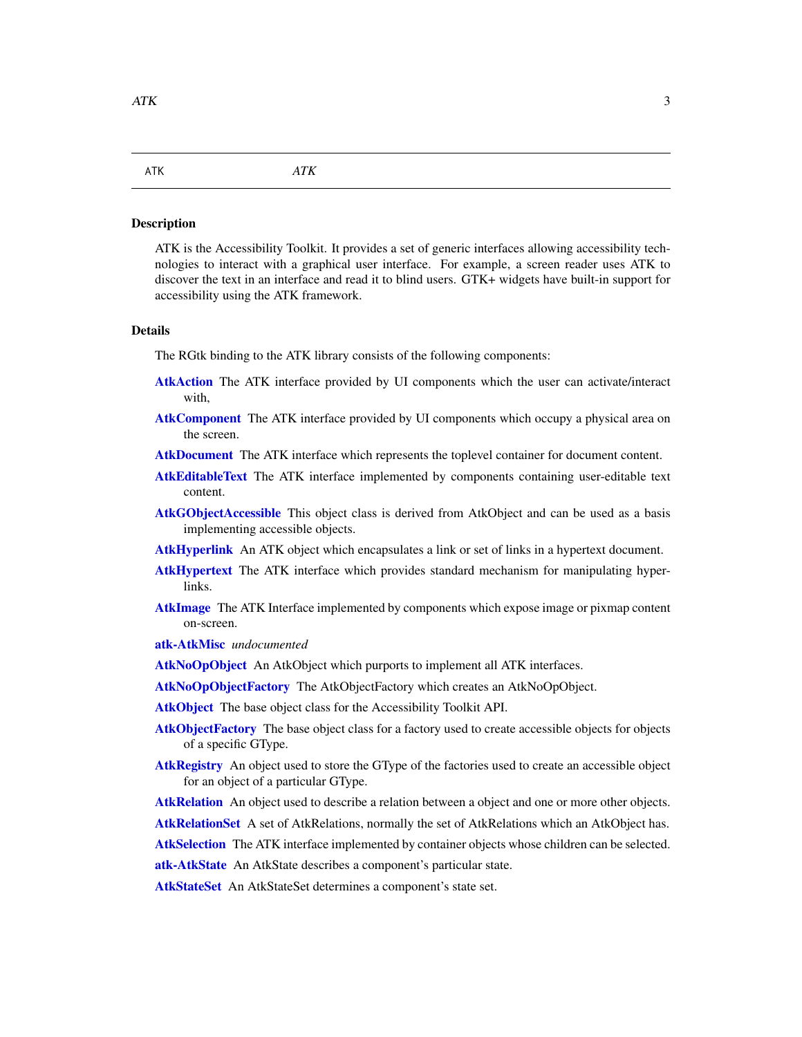ATK *ATK*

## Description

ATK is the Accessibility Toolkit. It provides a set of generic interfaces allowing accessibility technologies to interact with a graphical user interface. For example, a screen reader uses ATK to discover the text in an interface and read it to blind users. GTK+ widgets have built-in support for accessibility using the ATK framework.

## Details

The RGtk binding to the ATK library consists of the following components:

**AtkAction** The ATK interface provided by UI components which the user can activate/interact with,

**AtkComponent** The ATK interface provided by UI components which occupy a physical area on the screen.

**AtkDocument** The ATK interface which represents the toplevel container for document content.

**AtkEditableText** The ATK interface implemented by components containing user-editable text content.

**AtkGObjectAccessible** This object class is derived from AtkObject and can be used as a basis implementing accessible objects.

**AtkHyperlink** An ATK object which encapsulates a link or set of links in a hypertext document.

**AtkHypertext** The ATK interface which provides standard mechanism for manipulating hyperlinks.

**AtkImage** The ATK Interface implemented by components which expose image or pixmap content on-screen.

**atk-AtkMisc** *undocumented*

**AtkNoOpObject** An AtkObject which purports to implement all ATK interfaces.

**AtkNoOpObjectFactory** The AtkObjectFactory which creates an AtkNoOpObject.

**AtkObject** The base object class for the Accessibility Toolkit API.

**AtkObjectFactory** The base object class for a factory used to create accessible objects for objects of a specific GType.

**AtkRegistry** An object used to store the GType of the factories used to create an accessible object for an object of a particular GType.

**AtkRelation** An object used to describe a relation between a object and one or more other objects.

**AtkRelationSet** A set of AtkRelations, normally the set of AtkRelations which an AtkObject has.

**AtkSelection** The ATK interface implemented by container objects whose children can be selected.

**atk-AtkState** An AtkState describes a component's particular state.

**AtkStateSet** An AtkStateSet determines a component's state set.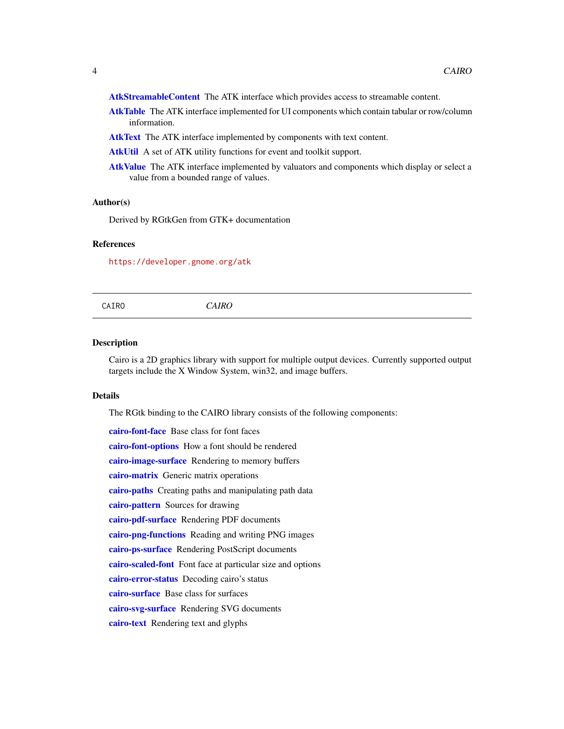**AtkStreamableContent** The ATK interface which provides access to streamable content.

**AtkTable** The ATK interface implemented for UI components which contain tabular or row/column information.

**AtkText** The ATK interface implemented by components with text content.

**AtkUtil** A set of ATK utility functions for event and toolkit support.

**AtkValue** The ATK interface implemented by valuators and components which display or select a value from a bounded range of values.

### Author(s)

Derived by RGtkGen from GTK+ documentation

### References

https://developer.gnome.org/atk

---

## CAIRO *CAIRO*

---

### Description

Cairo is a 2D graphics library with support for multiple output devices. Currently supported output targets include the X Window System, win32, and image buffers.

### Details

The RGtk binding to the CAIRO library consists of the following components:

**cairo-font-face** Base class for font faces

**cairo-font-options** How a font should be rendered

**cairo-image-surface** Rendering to memory buffers

**cairo-matrix** Generic matrix operations

**cairo-paths** Creating paths and manipulating path data

**cairo-pattern** Sources for drawing

**cairo-pdf-surface** Rendering PDF documents

**cairo-png-functions** Reading and writing PNG images

**cairo-ps-surface** Rendering PostScript documents

**cairo-scaled-font** Font face at particular size and options

**cairo-error-status** Decoding cairo's status

**cairo-surface** Base class for surfaces

**cairo-svg-surface** Rendering SVG documents

**cairo-text** Rendering text and glyphs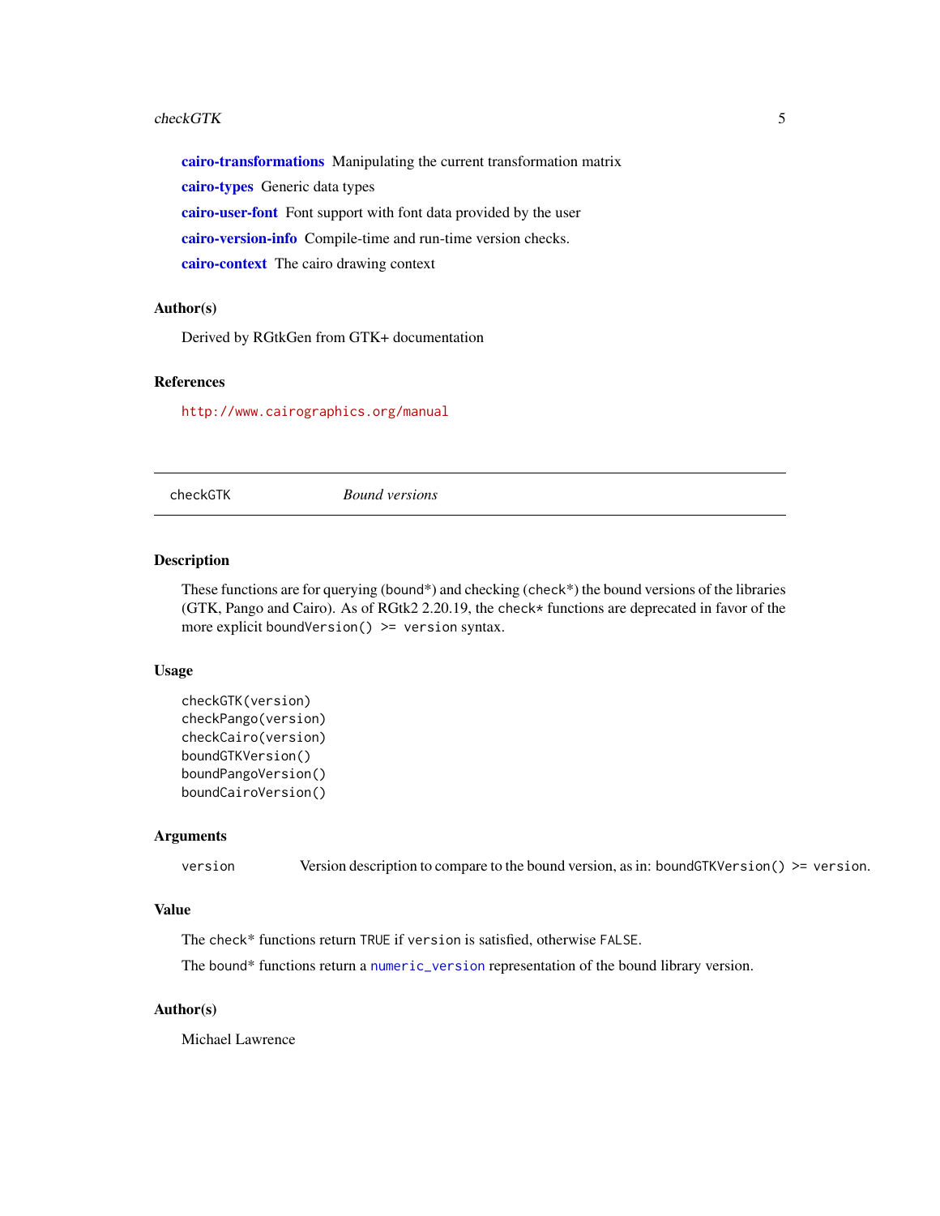**cairo-transformations** Manipulating the current transformation matrix

**cairo-types** Generic data types

**cairo-user-font** Font support with font data provided by the user

**cairo-version-info** Compile-time and run-time version checks.

**cairo-context** The cairo drawing context

### Author(s)

Derived by RGtkGen from GTK+ documentation

### References

http://www.cairographics.org/manual

---

## checkGTK *Bound versions*

### Description

These functions are for querying (bound*) and checking (check*) the bound versions of the libraries (GTK, Pango and Cairo). As of RGtk2 2.20.19, the `check*` functions are deprecated in favor of the more explicit `boundVersion() >= version` syntax.

### Usage

```
checkGTK(version)
checkPango(version)
checkCairo(version)
boundGTKVersion()
boundPangoVersion()
boundCairoVersion()
```

### Arguments

| | |
|---|---|
| `version` | Version description to compare to the bound version, as in: `boundGTKVersion() >= version`. |

### Value

The `check*` functions return `TRUE` if `version` is satisfied, otherwise `FALSE`.

The `bound*` functions return a `numeric_version` representation of the bound library version.

### Author(s)

Michael Lawrence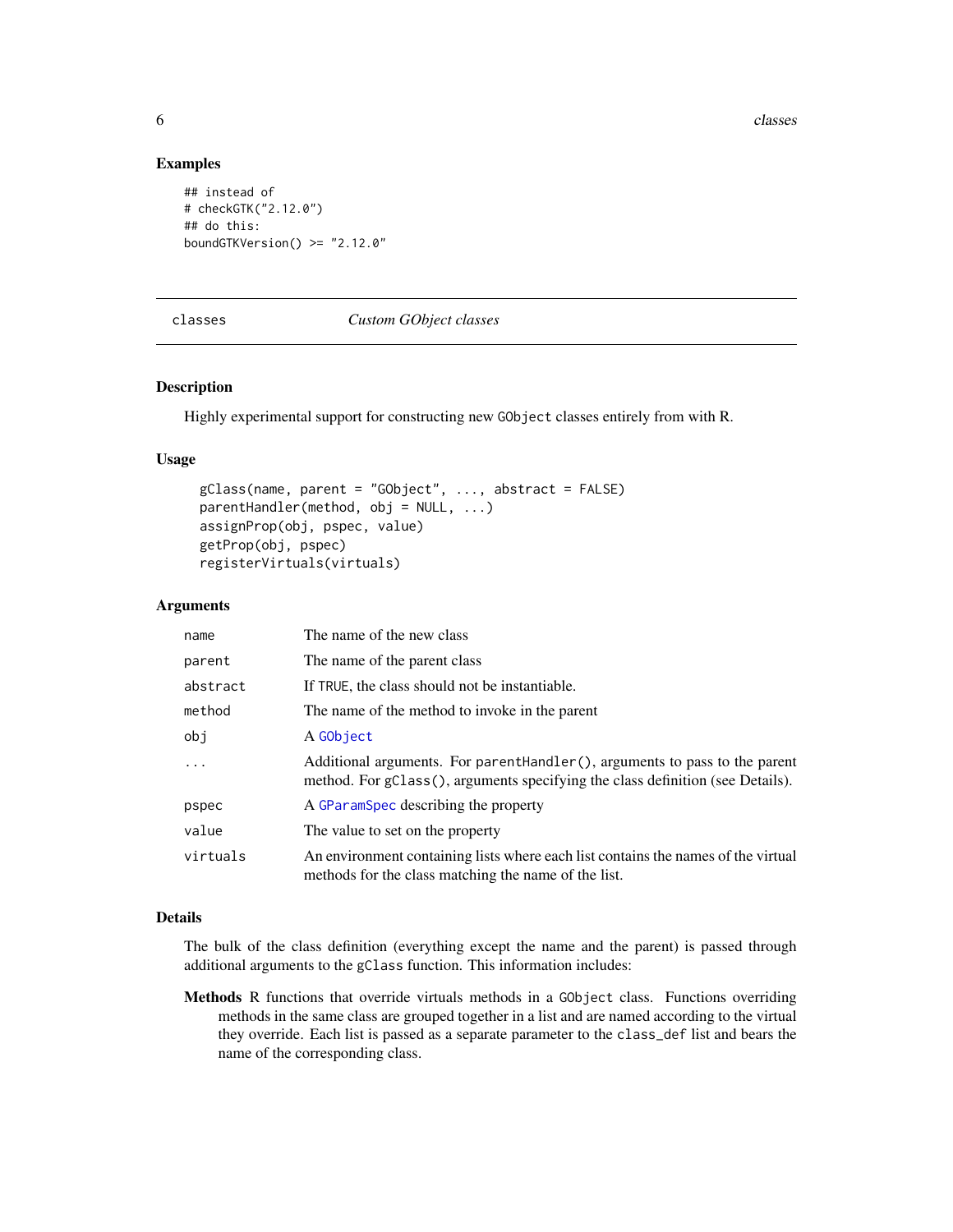## Examples

```
## instead of
# checkGTK("2.12.0")
## do this:
boundGTKVersion() >= "2.12.0"
```

---

# classes — *Custom GObject classes*

---

## Description

Highly experimental support for constructing new `GObject` classes entirely from with R.

## Usage

```
gClass(name, parent = "GObject", ..., abstract = FALSE)
parentHandler(method, obj = NULL, ...)
assignProp(obj, pspec, value)
getProp(obj, pspec)
registerVirtuals(virtuals)
```

## Arguments

| | |
|---|---|
| `name` | The name of the new class |
| `parent` | The name of the parent class |
| `abstract` | If `TRUE`, the class should not be instantiable. |
| `method` | The name of the method to invoke in the parent |
| `obj` | A `GObject` |
| `...` | Additional arguments. For `parentHandler()`, arguments to pass to the parent method. For `gClass()`, arguments specifying the class definition (see Details). |
| `pspec` | A `GParamSpec` describing the property |
| `value` | The value to set on the property |
| `virtuals` | An environment containing lists where each list contains the names of the virtual methods for the class matching the name of the list. |

## Details

The bulk of the class definition (everything except the name and the parent) is passed through additional arguments to the `gClass` function. This information includes:

**Methods** R functions that override virtuals methods in a `GObject` class. Functions overriding methods in the same class are grouped together in a list and are named according to the virtual they override. Each list is passed as a separate parameter to the `class_def` list and bears the name of the corresponding class.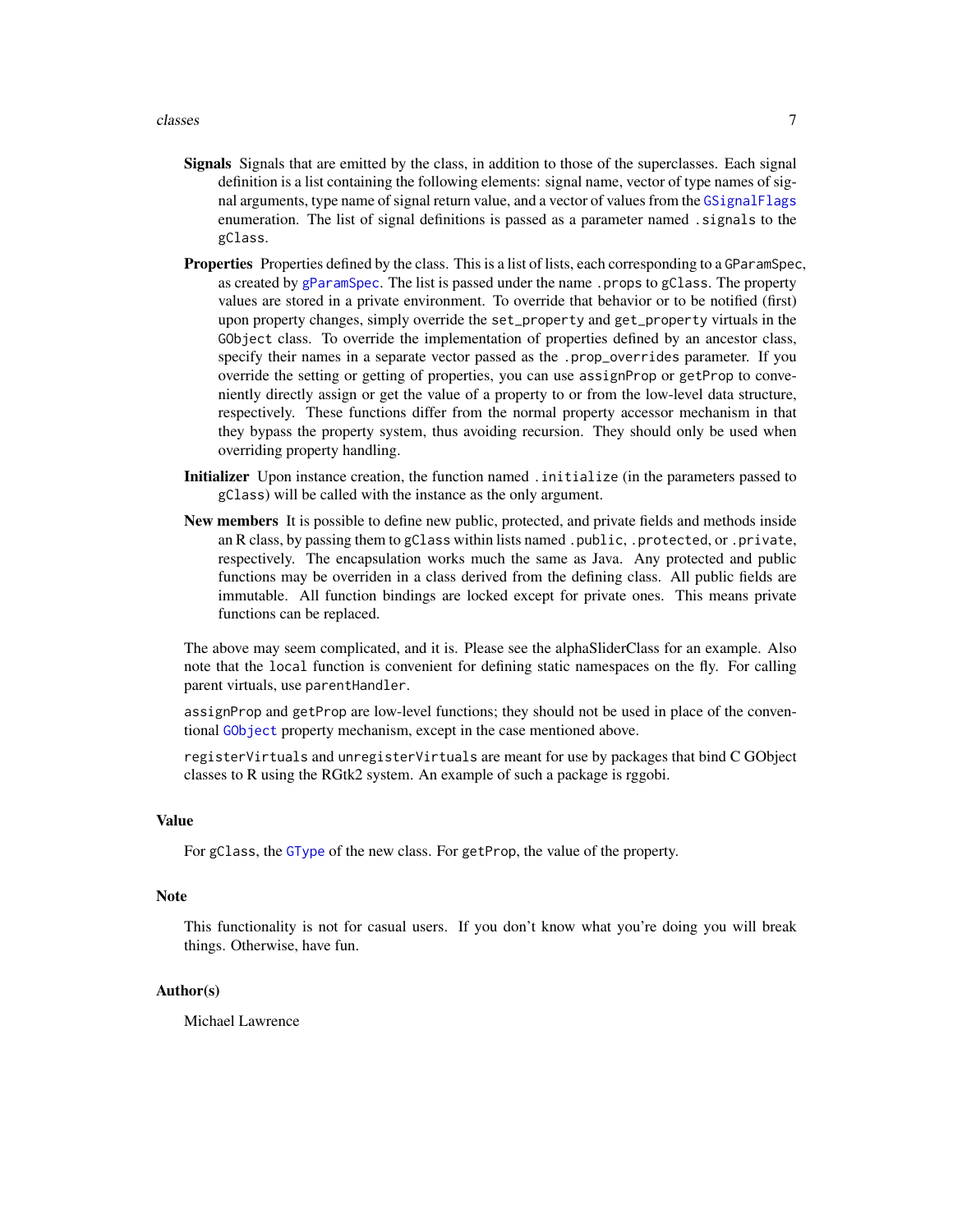**Signals** Signals that are emitted by the class, in addition to those of the superclasses. Each signal definition is a list containing the following elements: signal name, vector of type names of signal arguments, type name of signal return value, and a vector of values from the `GSignalFlags` enumeration. The list of signal definitions is passed as a parameter named `.signals` to the `gClass`.

**Properties** Properties defined by the class. This is a list of lists, each corresponding to a `GParamSpec`, as created by `gParamSpec`. The list is passed under the name `.props` to `gClass`. The property values are stored in a private environment. To override that behavior or to be notified (first) upon property changes, simply override the `set_property` and `get_property` virtuals in the `GObject` class. To override the implementation of properties defined by an ancestor class, specify their names in a separate vector passed as the `.prop_overrides` parameter. If you override the setting or getting of properties, you can use `assignProp` or `getProp` to conveniently directly assign or get the value of a property to or from the low-level data structure, respectively. These functions differ from the normal property accessor mechanism in that they bypass the property system, thus avoiding recursion. They should only be used when overriding property handling.

**Initializer** Upon instance creation, the function named `.initialize` (in the parameters passed to `gClass`) will be called with the instance as the only argument.

**New members** It is possible to define new public, protected, and private fields and methods inside an R class, by passing them to `gClass` within lists named `.public`, `.protected`, or `.private`, respectively. The encapsulation works much the same as Java. Any protected and public functions may be overriden in a class derived from the defining class. All public fields are immutable. All function bindings are locked except for private ones. This means private functions can be replaced.

The above may seem complicated, and it is. Please see the alphaSliderClass for an example. Also note that the `local` function is convenient for defining static namespaces on the fly. For calling parent virtuals, use `parentHandler`.

`assignProp` and `getProp` are low-level functions; they should not be used in place of the conventional `GObject` property mechanism, except in the case mentioned above.

`registerVirtuals` and `unregisterVirtuals` are meant for use by packages that bind C GObject classes to R using the RGtk2 system. An example of such a package is rggobi.

## Value

For `gClass`, the `GType` of the new class. For `getProp`, the value of the property.

## Note

This functionality is not for casual users. If you don't know what you're doing you will break things. Otherwise, have fun.

## Author(s)

Michael Lawrence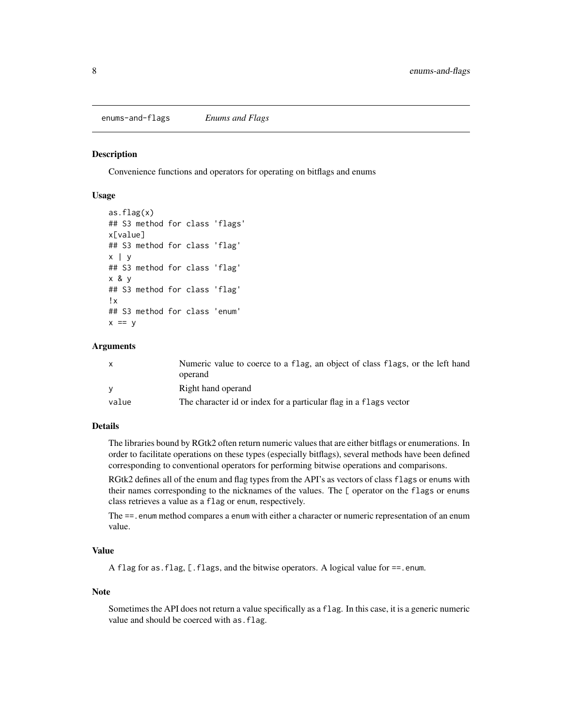enums-and-flags *Enums and Flags*

## Description

Convenience functions and operators for operating on bitflags and enums

## Usage

```
as.flag(x)
## S3 method for class 'flags'
x[value]
## S3 method for class 'flag'
x | y
## S3 method for class 'flag'
x & y
## S3 method for class 'flag'
!x
## S3 method for class 'enum'
x == y
```

## Arguments

| | |
|---|---|
| x | Numeric value to coerce to a flag, an object of class flags, or the left hand operand |
| y | Right hand operand |
| value | The character id or index for a particular flag in a flags vector |

## Details

The libraries bound by RGtk2 often return numeric values that are either bitflags or enumerations. In order to facilitate operations on these types (especially bitflags), several methods have been defined corresponding to conventional operators for performing bitwise operations and comparisons.

RGtk2 defines all of the enum and flag types from the API's as vectors of class `flags` or `enums` with their names corresponding to the nicknames of the values. The `[` operator on the `flags` or `enums` class retrieves a value as a `flag` or `enum`, respectively.

The `==.enum` method compares a `enum` with either a character or numeric representation of an enum value.

## Value

A `flag` for `as.flag`, `[.flags`, and the bitwise operators. A logical value for `==.enum`.

## Note

Sometimes the API does not return a value specifically as a `flag`. In this case, it is a generic numeric value and should be coerced with `as.flag`.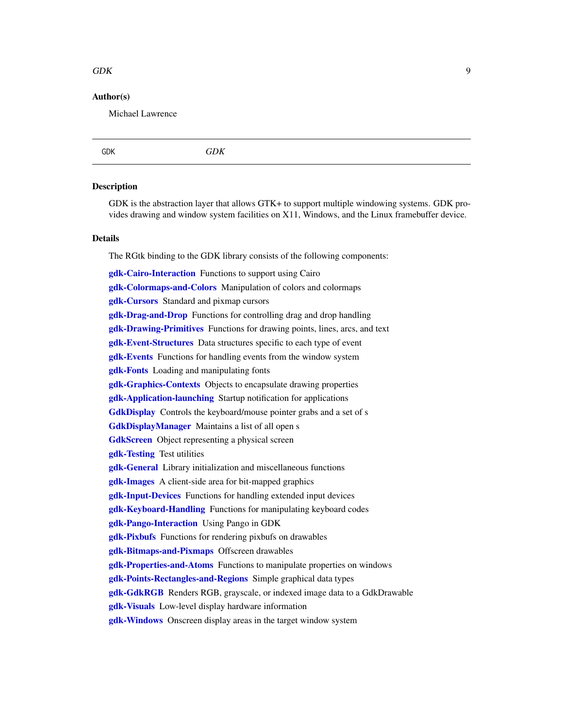### Author(s)

Michael Lawrence

---

GDK *GDK*

---

### Description

GDK is the abstraction layer that allows GTK+ to support multiple windowing systems. GDK provides drawing and window system facilities on X11, Windows, and the Linux framebuffer device.

### Details

The RGtk binding to the GDK library consists of the following components:

**gdk-Cairo-Interaction** Functions to support using Cairo

**gdk-Colormaps-and-Colors** Manipulation of colors and colormaps

**gdk-Cursors** Standard and pixmap cursors

**gdk-Drag-and-Drop** Functions for controlling drag and drop handling

**gdk-Drawing-Primitives** Functions for drawing points, lines, arcs, and text

**gdk-Event-Structures** Data structures specific to each type of event

**gdk-Events** Functions for handling events from the window system

**gdk-Fonts** Loading and manipulating fonts

**gdk-Graphics-Contexts** Objects to encapsulate drawing properties

**gdk-Application-launching** Startup notification for applications

**GdkDisplay** Controls the keyboard/mouse pointer grabs and a set of s

**GdkDisplayManager** Maintains a list of all open s

**GdkScreen** Object representing a physical screen

**gdk-Testing** Test utilities

**gdk-General** Library initialization and miscellaneous functions

**gdk-Images** A client-side area for bit-mapped graphics

**gdk-Input-Devices** Functions for handling extended input devices

**gdk-Keyboard-Handling** Functions for manipulating keyboard codes

**gdk-Pango-Interaction** Using Pango in GDK

**gdk-Pixbufs** Functions for rendering pixbufs on drawables

**gdk-Bitmaps-and-Pixmaps** Offscreen drawables

**gdk-Properties-and-Atoms** Functions to manipulate properties on windows

**gdk-Points-Rectangles-and-Regions** Simple graphical data types

**gdk-GdkRGB** Renders RGB, grayscale, or indexed image data to a GdkDrawable

**gdk-Visuals** Low-level display hardware information

**gdk-Windows** Onscreen display areas in the target window system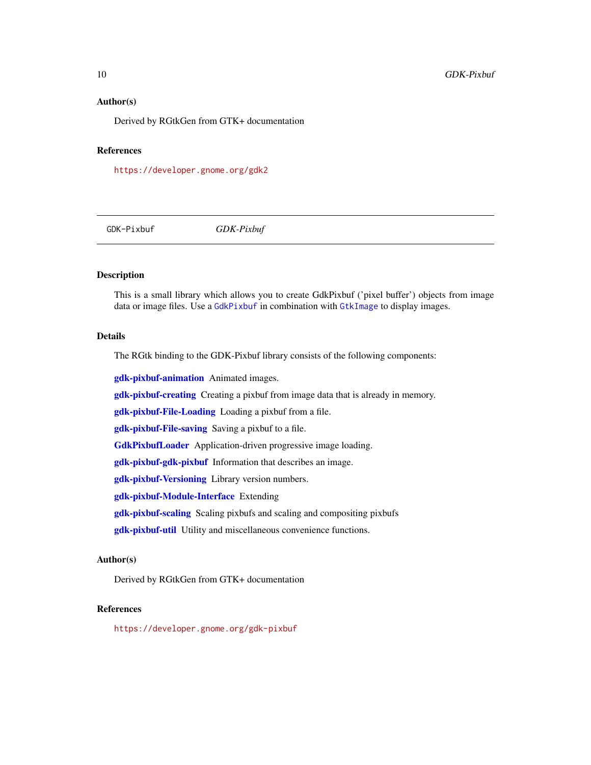### Author(s)

Derived by RGtkGen from GTK+ documentation

### References

https://developer.gnome.org/gdk2

---

GDK-Pixbuf *GDK-Pixbuf*

---

### Description

This is a small library which allows you to create GdkPixbuf ('pixel buffer') objects from image data or image files. Use a `GdkPixbuf` in combination with `GtkImage` to display images.

### Details

The RGtk binding to the GDK-Pixbuf library consists of the following components:

**gdk-pixbuf-animation** Animated images.

**gdk-pixbuf-creating** Creating a pixbuf from image data that is already in memory.

**gdk-pixbuf-File-Loading** Loading a pixbuf from a file.

**gdk-pixbuf-File-saving** Saving a pixbuf to a file.

**GdkPixbufLoader** Application-driven progressive image loading.

**gdk-pixbuf-gdk-pixbuf** Information that describes an image.

**gdk-pixbuf-Versioning** Library version numbers.

**gdk-pixbuf-Module-Interface** Extending

**gdk-pixbuf-scaling** Scaling pixbufs and scaling and compositing pixbufs

**gdk-pixbuf-util** Utility and miscellaneous convenience functions.

### Author(s)

Derived by RGtkGen from GTK+ documentation

### References

https://developer.gnome.org/gdk-pixbuf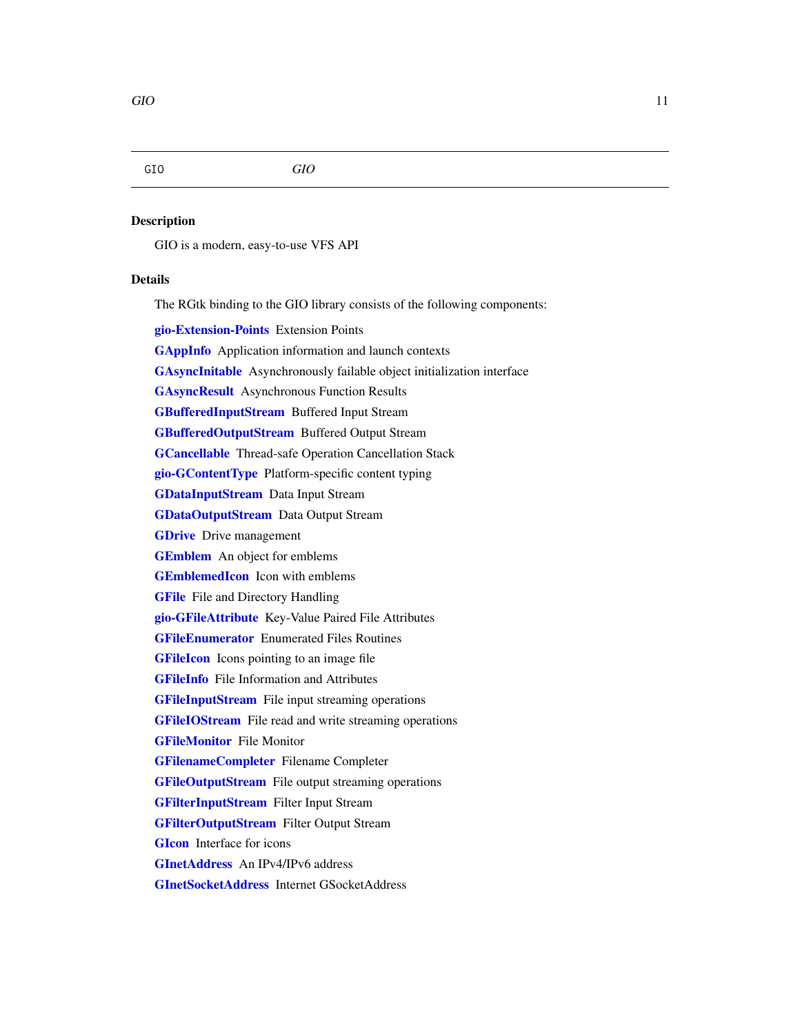| GIO | *GIO* |
|---|---|

## Description

GIO is a modern, easy-to-use VFS API

## Details

The RGtk binding to the GIO library consists of the following components:

**gio-Extension-Points** Extension Points

**GAppInfo** Application information and launch contexts

**GAsyncInitable** Asynchronously failable object initialization interface

**GAsyncResult** Asynchronous Function Results

**GBufferedInputStream** Buffered Input Stream

**GBufferedOutputStream** Buffered Output Stream

**GCancellable** Thread-safe Operation Cancellation Stack

**gio-GContentType** Platform-specific content typing

**GDataInputStream** Data Input Stream

**GDataOutputStream** Data Output Stream

**GDrive** Drive management

**GEmblem** An object for emblems

**GEmblemedIcon** Icon with emblems

**GFile** File and Directory Handling

**gio-GFileAttribute** Key-Value Paired File Attributes

**GFileEnumerator** Enumerated Files Routines

**GFileIcon** Icons pointing to an image file

**GFileInfo** File Information and Attributes

**GFileInputStream** File input streaming operations

**GFileIOStream** File read and write streaming operations

**GFileMonitor** File Monitor

**GFilenameCompleter** Filename Completer

**GFileOutputStream** File output streaming operations

**GFilterInputStream** Filter Input Stream

**GFilterOutputStream** Filter Output Stream

**GIcon** Interface for icons

**GInetAddress** An IPv4/IPv6 address

**GInetSocketAddress** Internet GSocketAddress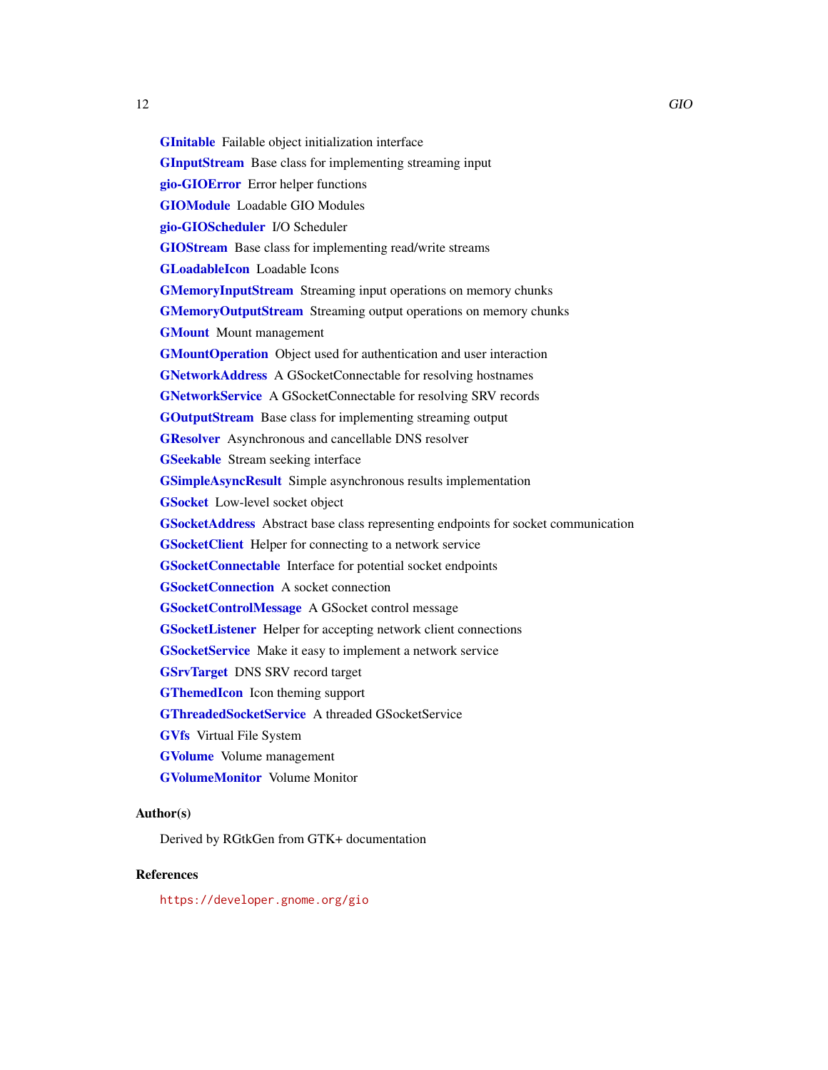**GInitable** Failable object initialization interface

**GInputStream** Base class for implementing streaming input

**gio-GIOError** Error helper functions

**GIOModule** Loadable GIO Modules

**gio-GIOScheduler** I/O Scheduler

**GIOStream** Base class for implementing read/write streams

**GLoadableIcon** Loadable Icons

**GMemoryInputStream** Streaming input operations on memory chunks

**GMemoryOutputStream** Streaming output operations on memory chunks

**GMount** Mount management

**GMountOperation** Object used for authentication and user interaction

**GNetworkAddress** A GSocketConnectable for resolving hostnames

**GNetworkService** A GSocketConnectable for resolving SRV records

**GOutputStream** Base class for implementing streaming output

**GResolver** Asynchronous and cancellable DNS resolver

**GSeekable** Stream seeking interface

**GSimpleAsyncResult** Simple asynchronous results implementation

**GSocket** Low-level socket object

**GSocketAddress** Abstract base class representing endpoints for socket communication

**GSocketClient** Helper for connecting to a network service

**GSocketConnectable** Interface for potential socket endpoints

**GSocketConnection** A socket connection

**GSocketControlMessage** A GSocket control message

**GSocketListener** Helper for accepting network client connections

**GSocketService** Make it easy to implement a network service

**GSrvTarget** DNS SRV record target

**GThemedIcon** Icon theming support

**GThreadedSocketService** A threaded GSocketService

**GVfs** Virtual File System

**GVolume** Volume management

**GVolumeMonitor** Volume Monitor

### Author(s)

Derived by RGtkGen from GTK+ documentation

### References

https://developer.gnome.org/gio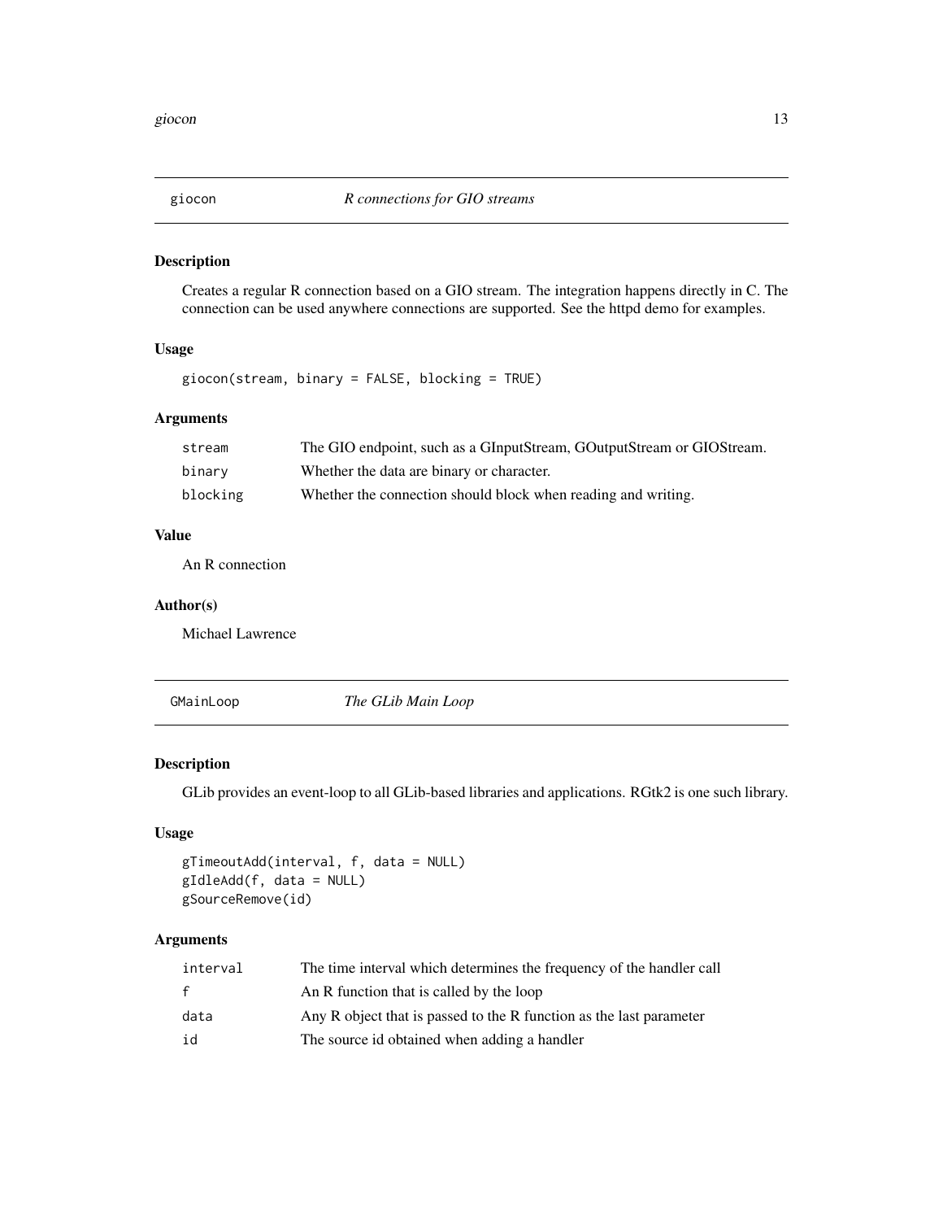## giocon — *R connections for GIO streams*

### Description

Creates a regular R connection based on a GIO stream. The integration happens directly in C. The connection can be used anywhere connections are supported. See the httpd demo for examples.

### Usage

```
giocon(stream, binary = FALSE, blocking = TRUE)
```

### Arguments

| | |
|---|---|
| `stream` | The GIO endpoint, such as a GInputStream, GOutputStream or GIOStream. |
| `binary` | Whether the data are binary or character. |
| `blocking` | Whether the connection should block when reading and writing. |

### Value

An R connection

### Author(s)

Michael Lawrence

## GMainLoop — *The GLib Main Loop*

### Description

GLib provides an event-loop to all GLib-based libraries and applications. RGtk2 is one such library.

### Usage

```
gTimeoutAdd(interval, f, data = NULL)
gIdleAdd(f, data = NULL)
gSourceRemove(id)
```

### Arguments

| | |
|---|---|
| `interval` | The time interval which determines the frequency of the handler call |
| `f` | An R function that is called by the loop |
| `data` | Any R object that is passed to the R function as the last parameter |
| `id` | The source id obtained when adding a handler |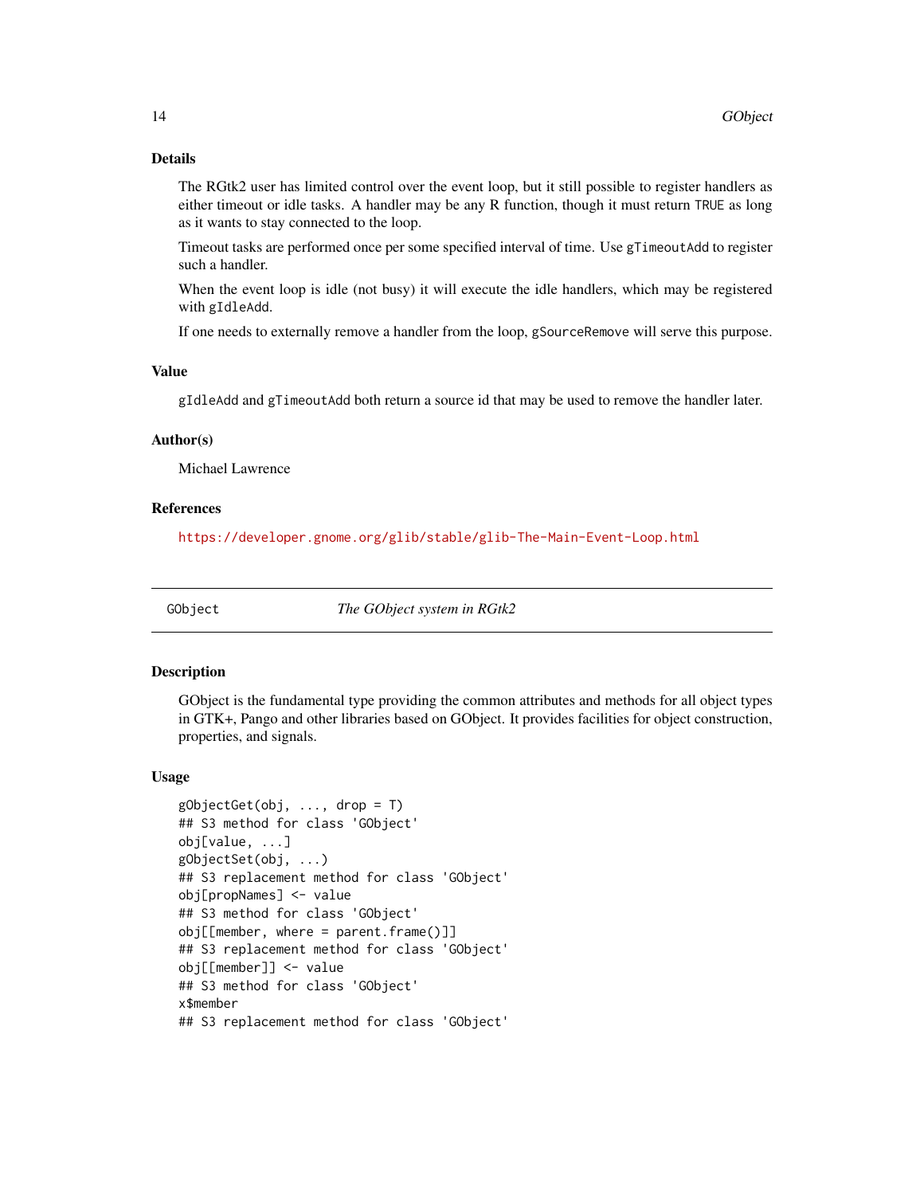### Details

The RGtk2 user has limited control over the event loop, but it still possible to register handlers as either timeout or idle tasks. A handler may be any R function, though it must return `TRUE` as long as it wants to stay connected to the loop.

Timeout tasks are performed once per some specified interval of time. Use `gTimeoutAdd` to register such a handler.

When the event loop is idle (not busy) it will execute the idle handlers, which may be registered with `gIdleAdd`.

If one needs to externally remove a handler from the loop, `gSourceRemove` will serve this purpose.

### Value

`gIdleAdd` and `gTimeoutAdd` both return a source id that may be used to remove the handler later.

### Author(s)

Michael Lawrence

### References

https://developer.gnome.org/glib/stable/glib-The-Main-Event-Loop.html

---

## GObject — *The GObject system in RGtk2*

### Description

GObject is the fundamental type providing the common attributes and methods for all object types in GTK+, Pango and other libraries based on GObject. It provides facilities for object construction, properties, and signals.

### Usage

```
gObjectGet(obj, ..., drop = T)
## S3 method for class 'GObject'
obj[value, ...]
gObjectSet(obj, ...)
## S3 replacement method for class 'GObject'
obj[propNames] <- value
## S3 method for class 'GObject'
obj[[member, where = parent.frame()]]
## S3 replacement method for class 'GObject'
obj[[member]] <- value
## S3 method for class 'GObject'
x$member
## S3 replacement method for class 'GObject'
```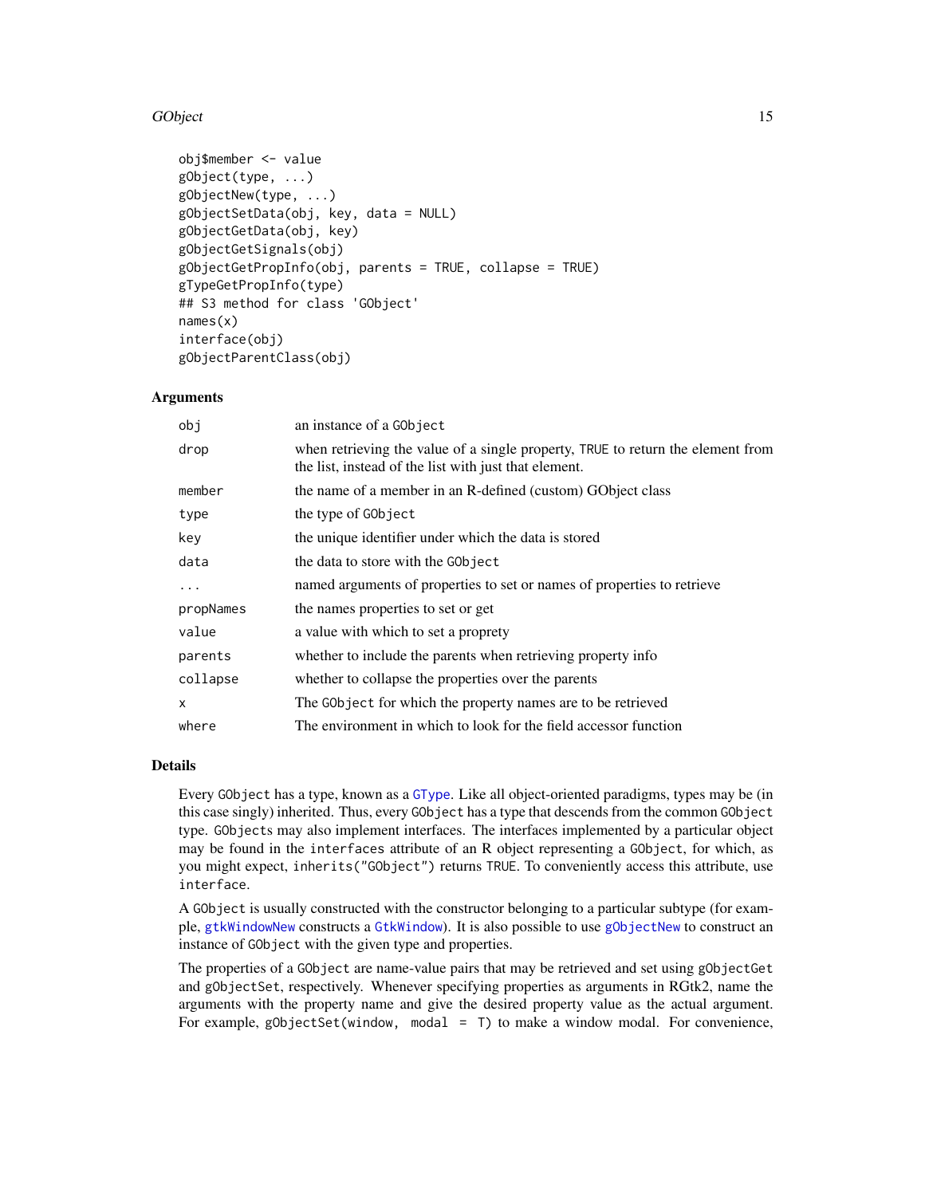```
obj$member <- value
gObject(type, ...)
gObjectNew(type, ...)
gObjectSetData(obj, key, data = NULL)
gObjectGetData(obj, key)
gObjectGetSignals(obj)
gObjectGetPropInfo(obj, parents = TRUE, collapse = TRUE)
gTypeGetPropInfo(type)
## S3 method for class 'GObject'
names(x)
interface(obj)
gObjectParentClass(obj)
```

## Arguments

| | |
|---|---|
| `obj` | an instance of a `GObject` |
| `drop` | when retrieving the value of a single property, `TRUE` to return the element from the list, instead of the list with just that element. |
| `member` | the name of a member in an R-defined (custom) GObject class |
| `type` | the type of `GObject` |
| `key` | the unique identifier under which the data is stored |
| `data` | the data to store with the `GObject` |
| `...` | named arguments of properties to set or names of properties to retrieve |
| `propNames` | the names properties to set or get |
| `value` | a value with which to set a proprety |
| `parents` | whether to include the parents when retrieving property info |
| `collapse` | whether to collapse the properties over the parents |
| `x` | The `GObject` for which the property names are to be retrieved |
| `where` | The environment in which to look for the field accessor function |

## Details

Every `GObject` has a type, known as a `GType`. Like all object-oriented paradigms, types may be (in this case singly) inherited. Thus, every `GObject` has a type that descends from the common `GObject` type. `GObjects` may also implement interfaces. The interfaces implemented by a particular object may be found in the `interfaces` attribute of an R object representing a `GObject`, for which, as you might expect, `inherits("GObject")` returns `TRUE`. To conveniently access this attribute, use `interface`.

A `GObject` is usually constructed with the constructor belonging to a particular subtype (for example, `gtkWindowNew` constructs a `GtkWindow`). It is also possible to use `gObjectNew` to construct an instance of `GObject` with the given type and properties.

The properties of a `GObject` are name-value pairs that may be retrieved and set using `gObjectGet` and `gObjectSet`, respectively. Whenever specifying properties as arguments in RGtk2, name the arguments with the property name and give the desired property value as the actual argument. For example, `gObjectSet(window, modal = T)` to make a window modal. For convenience,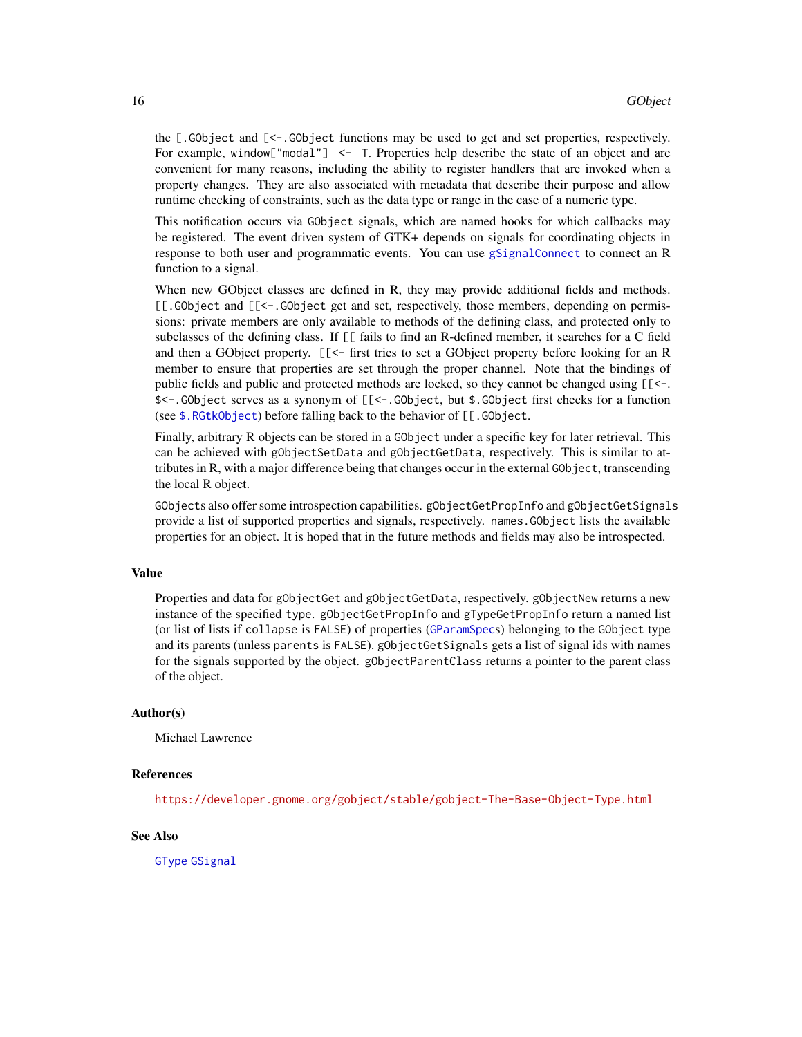the `[.GObject` and `[<-.GObject` functions may be used to get and set properties, respectively. For example, `window["modal"] <- T`. Properties help describe the state of an object and are convenient for many reasons, including the ability to register handlers that are invoked when a property changes. They are also associated with metadata that describe their purpose and allow runtime checking of constraints, such as the data type or range in the case of a numeric type.

This notification occurs via `GObject` signals, which are named hooks for which callbacks may be registered. The event driven system of GTK+ depends on signals for coordinating objects in response to both user and programmatic events. You can use `gSignalConnect` to connect an R function to a signal.

When new GObject classes are defined in R, they may provide additional fields and methods. `[[.GObject` and `[[<-.GObject` get and set, respectively, those members, depending on permissions: private members are only available to methods of the defining class, and protected only to subclasses of the defining class. If `[[` fails to find an R-defined member, it searches for a C field and then a GObject property. `[[<-` first tries to set a GObject property before looking for an R member to ensure that properties are set through the proper channel. Note that the bindings of public fields and public and protected methods are locked, so they cannot be changed using `[[<-`. `$<-.GObject` serves as a synonym of `[[<-.GObject`, but `$.GObject` first checks for a function (see `$.RGtkObject`) before falling back to the behavior of `[[.GObject`.

Finally, arbitrary R objects can be stored in a `GObject` under a specific key for later retrieval. This can be achieved with `gObjectSetData` and `gObjectGetData`, respectively. This is similar to attributes in R, with a major difference being that changes occur in the external `GObject`, transcending the local R object.

`GObject`s also offer some introspection capabilities. `gObjectGetPropInfo` and `gObjectGetSignals` provide a list of supported properties and signals, respectively. `names.GObject` lists the available properties for an object. It is hoped that in the future methods and fields may also be introspected.

## Value

Properties and data for `gObjectGet` and `gObjectGetData`, respectively. `gObjectNew` returns a new instance of the specified `type`. `gObjectGetPropInfo` and `gTypeGetPropInfo` return a named list (or list of lists if `collapse` is `FALSE`) of properties (`GParamSpec`s) belonging to the `GObject` type and its parents (unless `parents` is `FALSE`). `gObjectGetSignals` gets a list of signal ids with names for the signals supported by the object. `gObjectParentClass` returns a pointer to the parent class of the object.

## Author(s)

Michael Lawrence

## References

https://developer.gnome.org/gobject/stable/gobject-The-Base-Object-Type.html

## See Also

`GType` `GSignal`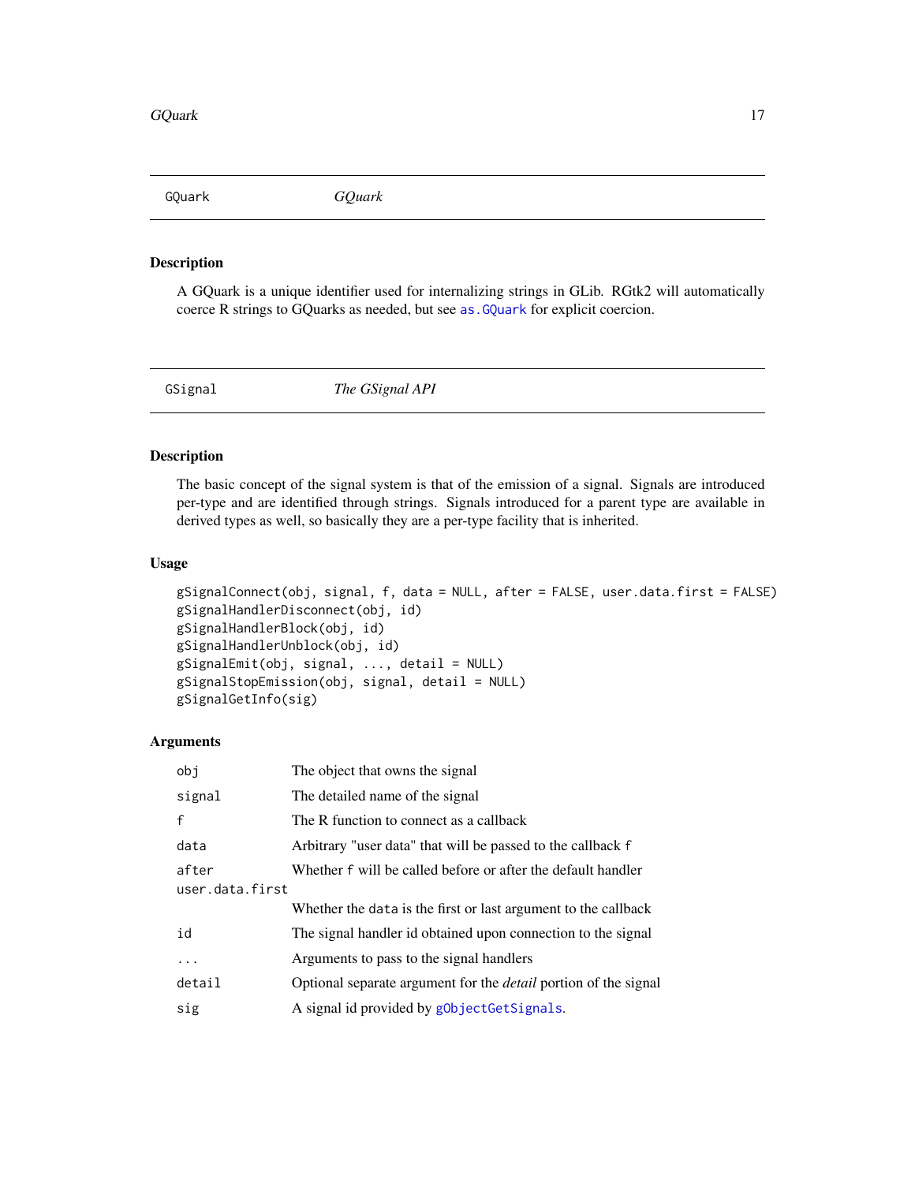## GQuark — *GQuark*

### Description

A GQuark is a unique identifier used for internalizing strings in GLib. RGtk2 will automatically coerce R strings to GQuarks as needed, but see `as.GQuark` for explicit coercion.

## GSignal — *The GSignal API*

### Description

The basic concept of the signal system is that of the emission of a signal. Signals are introduced per-type and are identified through strings. Signals introduced for a parent type are available in derived types as well, so basically they are a per-type facility that is inherited.

### Usage

```
gSignalConnect(obj, signal, f, data = NULL, after = FALSE, user.data.first = FALSE)
gSignalHandlerDisconnect(obj, id)
gSignalHandlerBlock(obj, id)
gSignalHandlerUnblock(obj, id)
gSignalEmit(obj, signal, ..., detail = NULL)
gSignalStopEmission(obj, signal, detail = NULL)
gSignalGetInfo(sig)
```

### Arguments

| | |
|---|---|
| `obj` | The object that owns the signal |
| `signal` | The detailed name of the signal |
| `f` | The R function to connect as a callback |
| `data` | Arbitrary "user data" that will be passed to the callback `f` |
| `after` | Whether `f` will be called before or after the default handler |
| `user.data.first` | Whether the `data` is the first or last argument to the callback |
| `id` | The signal handler id obtained upon connection to the signal |
| `...` | Arguments to pass to the signal handlers |
| `detail` | Optional separate argument for the *detail* portion of the signal |
| `sig` | A signal id provided by `gObjectGetSignals`. |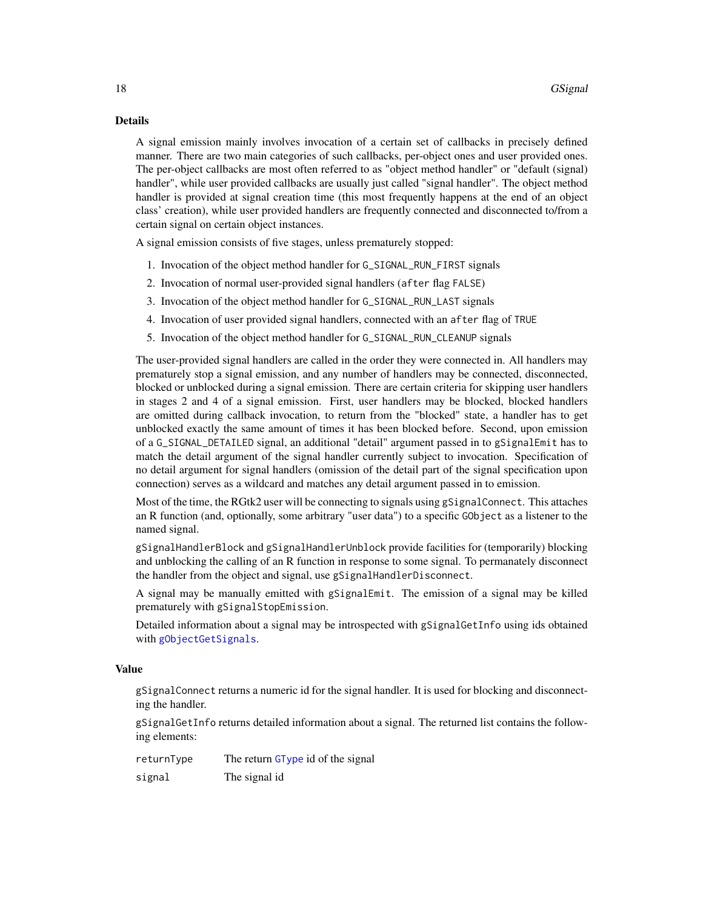## Details

A signal emission mainly involves invocation of a certain set of callbacks in precisely defined manner. There are two main categories of such callbacks, per-object ones and user provided ones. The per-object callbacks are most often referred to as "object method handler" or "default (signal) handler", while user provided callbacks are usually just called "signal handler". The object method handler is provided at signal creation time (this most frequently happens at the end of an object class' creation), while user provided handlers are frequently connected and disconnected to/from a certain signal on certain object instances.

A signal emission consists of five stages, unless prematurely stopped:

1. Invocation of the object method handler for `G_SIGNAL_RUN_FIRST` signals
2. Invocation of normal user-provided signal handlers (`after` flag `FALSE`)
3. Invocation of the object method handler for `G_SIGNAL_RUN_LAST` signals
4. Invocation of user provided signal handlers, connected with an `after` flag of `TRUE`
5. Invocation of the object method handler for `G_SIGNAL_RUN_CLEANUP` signals

The user-provided signal handlers are called in the order they were connected in. All handlers may prematurely stop a signal emission, and any number of handlers may be connected, disconnected, blocked or unblocked during a signal emission. There are certain criteria for skipping user handlers in stages 2 and 4 of a signal emission. First, user handlers may be blocked, blocked handlers are omitted during callback invocation, to return from the "blocked" state, a handler has to get unblocked exactly the same amount of times it has been blocked before. Second, upon emission of a `G_SIGNAL_DETAILED` signal, an additional "detail" argument passed in to `gSignalEmit` has to match the detail argument of the signal handler currently subject to invocation. Specification of no detail argument for signal handlers (omission of the detail part of the signal specification upon connection) serves as a wildcard and matches any detail argument passed in to emission.

Most of the time, the RGtk2 user will be connecting to signals using `gSignalConnect`. This attaches an R function (and, optionally, some arbitrary "user data") to a specific `GObject` as a listener to the named signal.

`gSignalHandlerBlock` and `gSignalHandlerUnblock` provide facilities for (temporarily) blocking and unblocking the calling of an R function in response to some signal. To permanately disconnect the handler from the object and signal, use `gSignalHandlerDisconnect`.

A signal may be manually emitted with `gSignalEmit`. The emission of a signal may be killed prematurely with `gSignalStopEmission`.

Detailed information about a signal may be introspected with `gSignalGetInfo` using ids obtained with `gObjectGetSignals`.

## Value

`gSignalConnect` returns a numeric id for the signal handler. It is used for blocking and disconnecting the handler.

`gSignalGetInfo` returns detailed information about a signal. The returned list contains the following elements:

| | |
|---|---|
| `returnType` | The return `GType` id of the signal |
| `signal` | The signal id |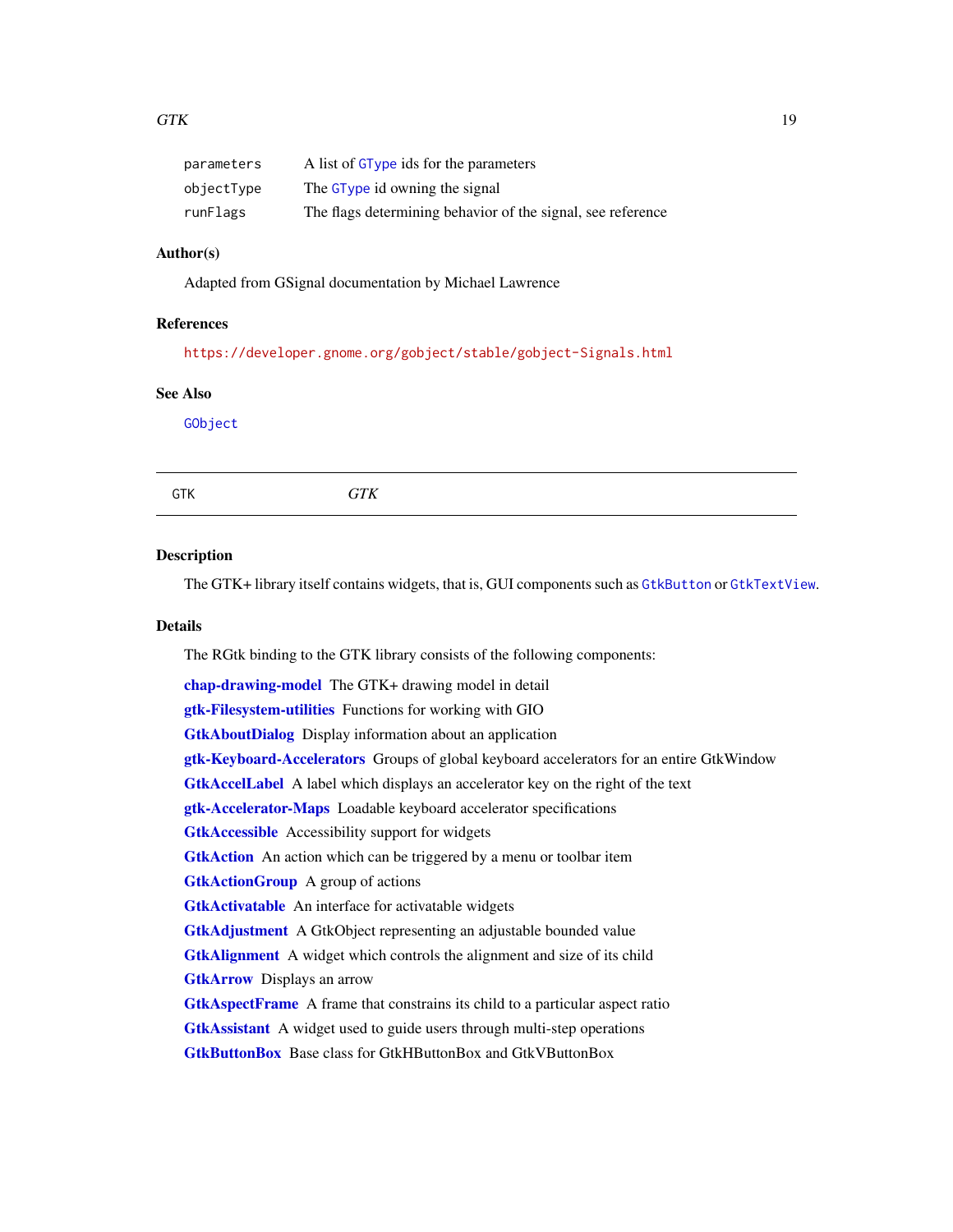| | |
|---|---|
| `parameters` | A list of `GType` ids for the parameters |
| `objectType` | The `GType` id owning the signal |
| `runFlags` | The flags determining behavior of the signal, see reference |

### Author(s)

Adapted from GSignal documentation by Michael Lawrence

### References

https://developer.gnome.org/gobject/stable/gobject-Signals.html

### See Also

`GObject`

---

## GTK *GTK*

---

### Description

The GTK+ library itself contains widgets, that is, GUI components such as `GtkButton` or `GtkTextView`.

### Details

The RGtk binding to the GTK library consists of the following components:

**chap-drawing-model** The GTK+ drawing model in detail

**gtk-Filesystem-utilities** Functions for working with GIO

**GtkAboutDialog** Display information about an application

**gtk-Keyboard-Accelerators** Groups of global keyboard accelerators for an entire GtkWindow

**GtkAccelLabel** A label which displays an accelerator key on the right of the text

**gtk-Accelerator-Maps** Loadable keyboard accelerator specifications

**GtkAccessible** Accessibility support for widgets

**GtkAction** An action which can be triggered by a menu or toolbar item

**GtkActionGroup** A group of actions

**GtkActivatable** An interface for activatable widgets

**GtkAdjustment** A GtkObject representing an adjustable bounded value

**GtkAlignment** A widget which controls the alignment and size of its child

**GtkArrow** Displays an arrow

**GtkAspectFrame** A frame that constrains its child to a particular aspect ratio

**GtkAssistant** A widget used to guide users through multi-step operations

**GtkButtonBox** Base class for GtkHButtonBox and GtkVButtonBox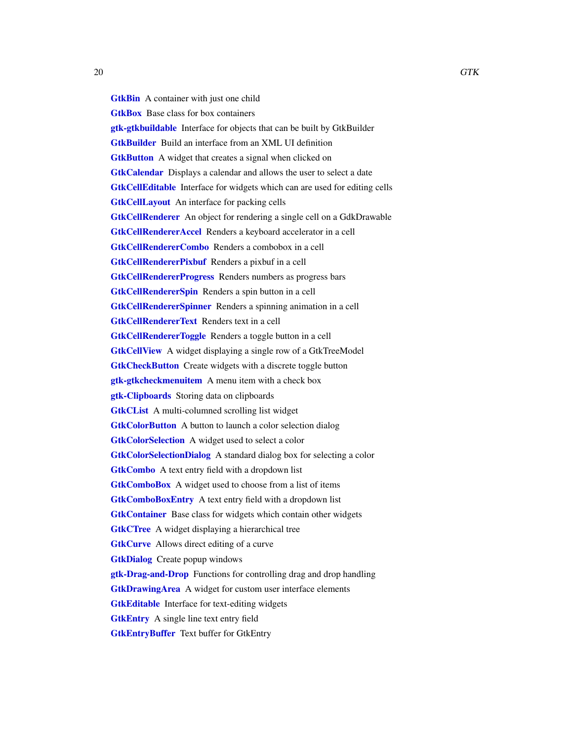**GtkBin** A container with just one child

**GtkBox** Base class for box containers

**gtk-gtkbuildable** Interface for objects that can be built by GtkBuilder

**GtkBuilder** Build an interface from an XML UI definition

**GtkButton** A widget that creates a signal when clicked on

**GtkCalendar** Displays a calendar and allows the user to select a date

**GtkCellEditable** Interface for widgets which can are used for editing cells

**GtkCellLayout** An interface for packing cells

**GtkCellRenderer** An object for rendering a single cell on a GdkDrawable

**GtkCellRendererAccel** Renders a keyboard accelerator in a cell

**GtkCellRendererCombo** Renders a combobox in a cell

**GtkCellRendererPixbuf** Renders a pixbuf in a cell

**GtkCellRendererProgress** Renders numbers as progress bars

**GtkCellRendererSpin** Renders a spin button in a cell

**GtkCellRendererSpinner** Renders a spinning animation in a cell

**GtkCellRendererText** Renders text in a cell

**GtkCellRendererToggle** Renders a toggle button in a cell

**GtkCellView** A widget displaying a single row of a GtkTreeModel

**GtkCheckButton** Create widgets with a discrete toggle button

**gtk-gtkcheckmenuitem** A menu item with a check box

**gtk-Clipboards** Storing data on clipboards

**GtkCList** A multi-columned scrolling list widget

**GtkColorButton** A button to launch a color selection dialog

**GtkColorSelection** A widget used to select a color

**GtkColorSelectionDialog** A standard dialog box for selecting a color

**GtkCombo** A text entry field with a dropdown list

**GtkComboBox** A widget used to choose from a list of items

**GtkComboBoxEntry** A text entry field with a dropdown list

**GtkContainer** Base class for widgets which contain other widgets

**GtkCTree** A widget displaying a hierarchical tree

**GtkCurve** Allows direct editing of a curve

**GtkDialog** Create popup windows

**gtk-Drag-and-Drop** Functions for controlling drag and drop handling

**GtkDrawingArea** A widget for custom user interface elements

**GtkEditable** Interface for text-editing widgets

**GtkEntry** A single line text entry field

**GtkEntryBuffer** Text buffer for GtkEntry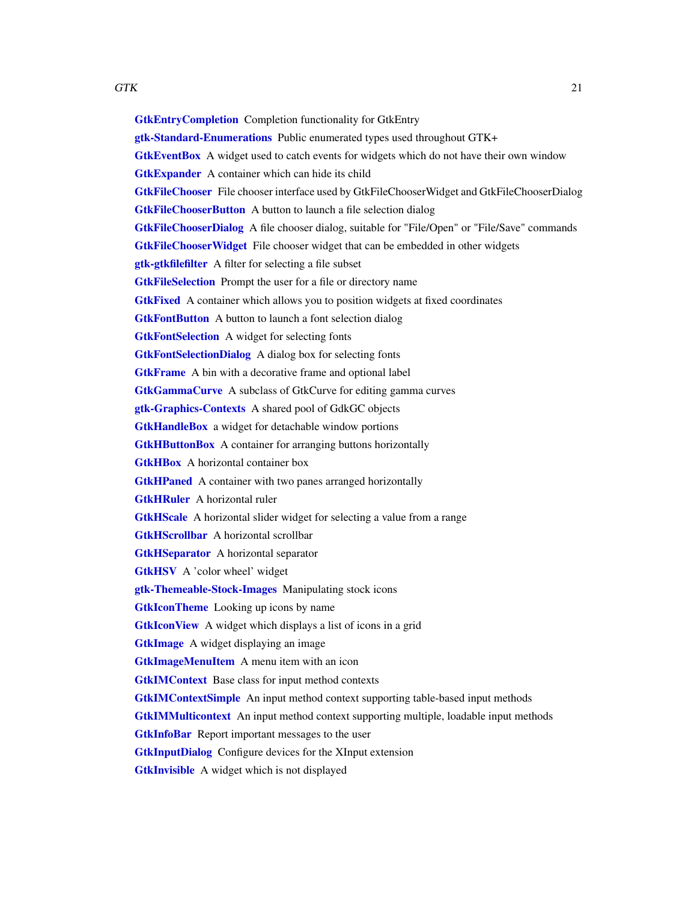**GtkEntryCompletion** Completion functionality for GtkEntry

**gtk-Standard-Enumerations** Public enumerated types used throughout GTK+

**GtkEventBox** A widget used to catch events for widgets which do not have their own window

**GtkExpander** A container which can hide its child

**GtkFileChooser** File chooser interface used by GtkFileChooserWidget and GtkFileChooserDialog

**GtkFileChooserButton** A button to launch a file selection dialog

**GtkFileChooserDialog** A file chooser dialog, suitable for "File/Open" or "File/Save" commands

**GtkFileChooserWidget** File chooser widget that can be embedded in other widgets

**gtk-gtkfilefilter** A filter for selecting a file subset

**GtkFileSelection** Prompt the user for a file or directory name

**GtkFixed** A container which allows you to position widgets at fixed coordinates

**GtkFontButton** A button to launch a font selection dialog

**GtkFontSelection** A widget for selecting fonts

**GtkFontSelectionDialog** A dialog box for selecting fonts

**GtkFrame** A bin with a decorative frame and optional label

**GtkGammaCurve** A subclass of GtkCurve for editing gamma curves

**gtk-Graphics-Contexts** A shared pool of GdkGC objects

**GtkHandleBox** a widget for detachable window portions

**GtkHButtonBox** A container for arranging buttons horizontally

**GtkHBox** A horizontal container box

**GtkHPaned** A container with two panes arranged horizontally

**GtkHRuler** A horizontal ruler

**GtkHScale** A horizontal slider widget for selecting a value from a range

**GtkHScrollbar** A horizontal scrollbar

**GtkHSeparator** A horizontal separator

**GtkHSV** A 'color wheel' widget

**gtk-Themeable-Stock-Images** Manipulating stock icons

**GtkIconTheme** Looking up icons by name

**GtkIconView** A widget which displays a list of icons in a grid

**GtkImage** A widget displaying an image

**GtkImageMenuItem** A menu item with an icon

**GtkIMContext** Base class for input method contexts

**GtkIMContextSimple** An input method context supporting table-based input methods

**GtkIMMulticontext** An input method context supporting multiple, loadable input methods

**GtkInfoBar** Report important messages to the user

**GtkInputDialog** Configure devices for the XInput extension

**GtkInvisible** A widget which is not displayed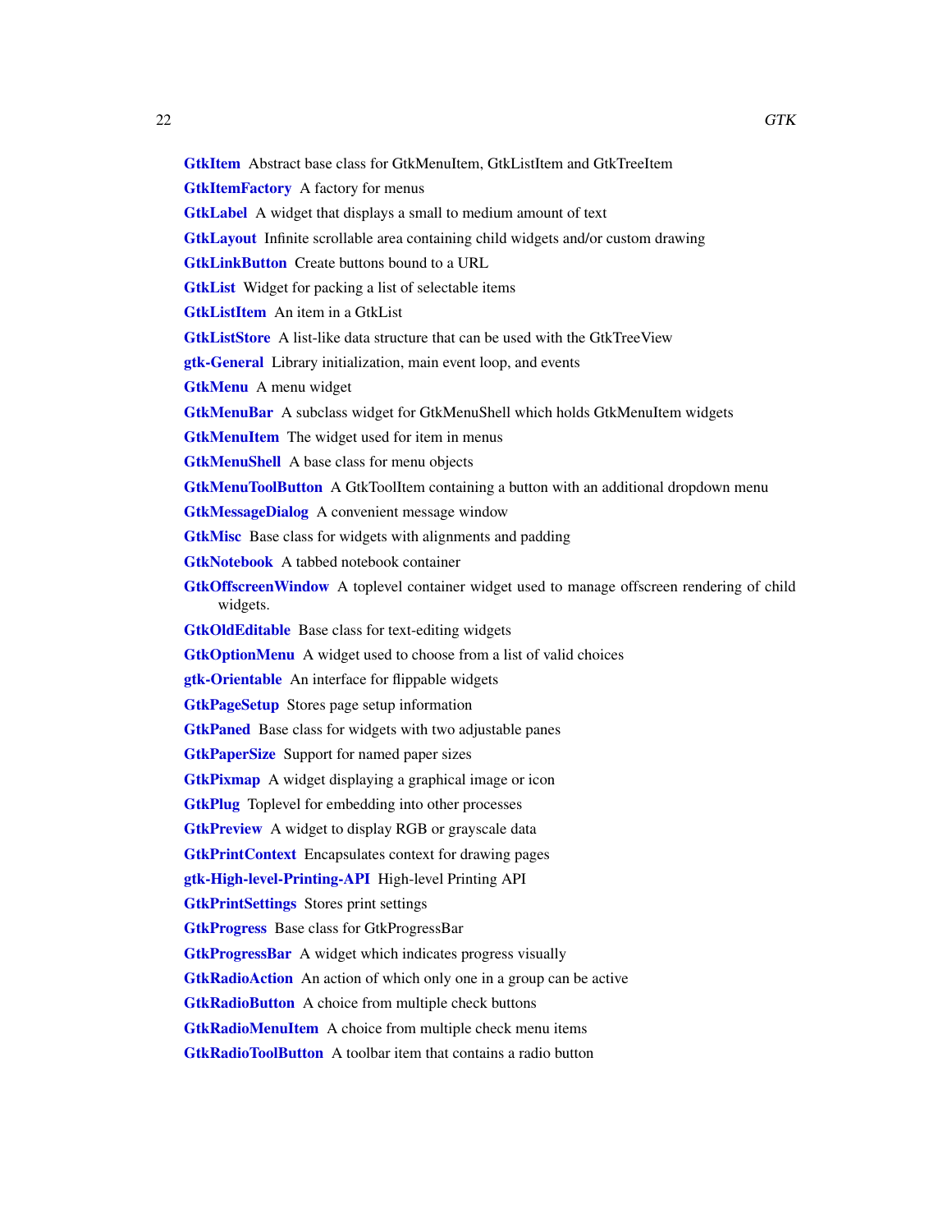**GtkItem** Abstract base class for GtkMenuItem, GtkListItem and GtkTreeItem

**GtkItemFactory** A factory for menus

**GtkLabel** A widget that displays a small to medium amount of text

**GtkLayout** Infinite scrollable area containing child widgets and/or custom drawing

**GtkLinkButton** Create buttons bound to a URL

**GtkList** Widget for packing a list of selectable items

**GtkListItem** An item in a GtkList

**GtkListStore** A list-like data structure that can be used with the GtkTreeView

**gtk-General** Library initialization, main event loop, and events

**GtkMenu** A menu widget

**GtkMenuBar** A subclass widget for GtkMenuShell which holds GtkMenuItem widgets

**GtkMenuItem** The widget used for item in menus

**GtkMenuShell** A base class for menu objects

**GtkMenuToolButton** A GtkToolItem containing a button with an additional dropdown menu

**GtkMessageDialog** A convenient message window

**GtkMisc** Base class for widgets with alignments and padding

**GtkNotebook** A tabbed notebook container

**GtkOffscreenWindow** A toplevel container widget used to manage offscreen rendering of child widgets.

**GtkOldEditable** Base class for text-editing widgets

**GtkOptionMenu** A widget used to choose from a list of valid choices

**gtk-Orientable** An interface for flippable widgets

**GtkPageSetup** Stores page setup information

**GtkPaned** Base class for widgets with two adjustable panes

**GtkPaperSize** Support for named paper sizes

**GtkPixmap** A widget displaying a graphical image or icon

**GtkPlug** Toplevel for embedding into other processes

**GtkPreview** A widget to display RGB or grayscale data

**GtkPrintContext** Encapsulates context for drawing pages

**gtk-High-level-Printing-API** High-level Printing API

**GtkPrintSettings** Stores print settings

**GtkProgress** Base class for GtkProgressBar

**GtkProgressBar** A widget which indicates progress visually

**GtkRadioAction** An action of which only one in a group can be active

**GtkRadioButton** A choice from multiple check buttons

**GtkRadioMenuItem** A choice from multiple check menu items

**GtkRadioToolButton** A toolbar item that contains a radio button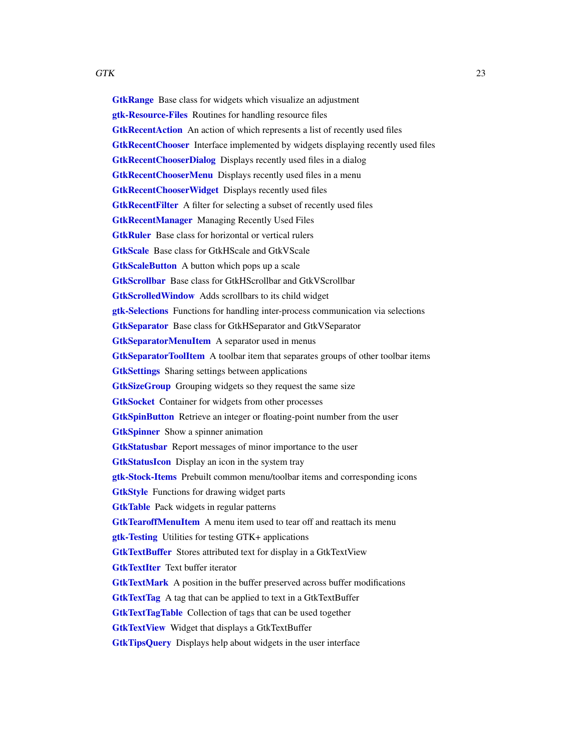**GtkRange** Base class for widgets which visualize an adjustment

**gtk-Resource-Files** Routines for handling resource files

**GtkRecentAction** An action of which represents a list of recently used files

**GtkRecentChooser** Interface implemented by widgets displaying recently used files

**GtkRecentChooserDialog** Displays recently used files in a dialog

**GtkRecentChooserMenu** Displays recently used files in a menu

**GtkRecentChooserWidget** Displays recently used files

**GtkRecentFilter** A filter for selecting a subset of recently used files

**GtkRecentManager** Managing Recently Used Files

**GtkRuler** Base class for horizontal or vertical rulers

**GtkScale** Base class for GtkHScale and GtkVScale

**GtkScaleButton** A button which pops up a scale

**GtkScrollbar** Base class for GtkHScrollbar and GtkVScrollbar

**GtkScrolledWindow** Adds scrollbars to its child widget

**gtk-Selections** Functions for handling inter-process communication via selections

**GtkSeparator** Base class for GtkHSeparator and GtkVSeparator

**GtkSeparatorMenuItem** A separator used in menus

**GtkSeparatorToolItem** A toolbar item that separates groups of other toolbar items

**GtkSettings** Sharing settings between applications

**GtkSizeGroup** Grouping widgets so they request the same size

**GtkSocket** Container for widgets from other processes

**GtkSpinButton** Retrieve an integer or floating-point number from the user

**GtkSpinner** Show a spinner animation

**GtkStatusbar** Report messages of minor importance to the user

**GtkStatusIcon** Display an icon in the system tray

**gtk-Stock-Items** Prebuilt common menu/toolbar items and corresponding icons

**GtkStyle** Functions for drawing widget parts

**GtkTable** Pack widgets in regular patterns

**GtkTearoffMenuItem** A menu item used to tear off and reattach its menu

**gtk-Testing** Utilities for testing GTK+ applications

**GtkTextBuffer** Stores attributed text for display in a GtkTextView

**GtkTextIter** Text buffer iterator

**GtkTextMark** A position in the buffer preserved across buffer modifications

**GtkTextTag** A tag that can be applied to text in a GtkTextBuffer

**GtkTextTagTable** Collection of tags that can be used together

**GtkTextView** Widget that displays a GtkTextBuffer

**GtkTipsQuery** Displays help about widgets in the user interface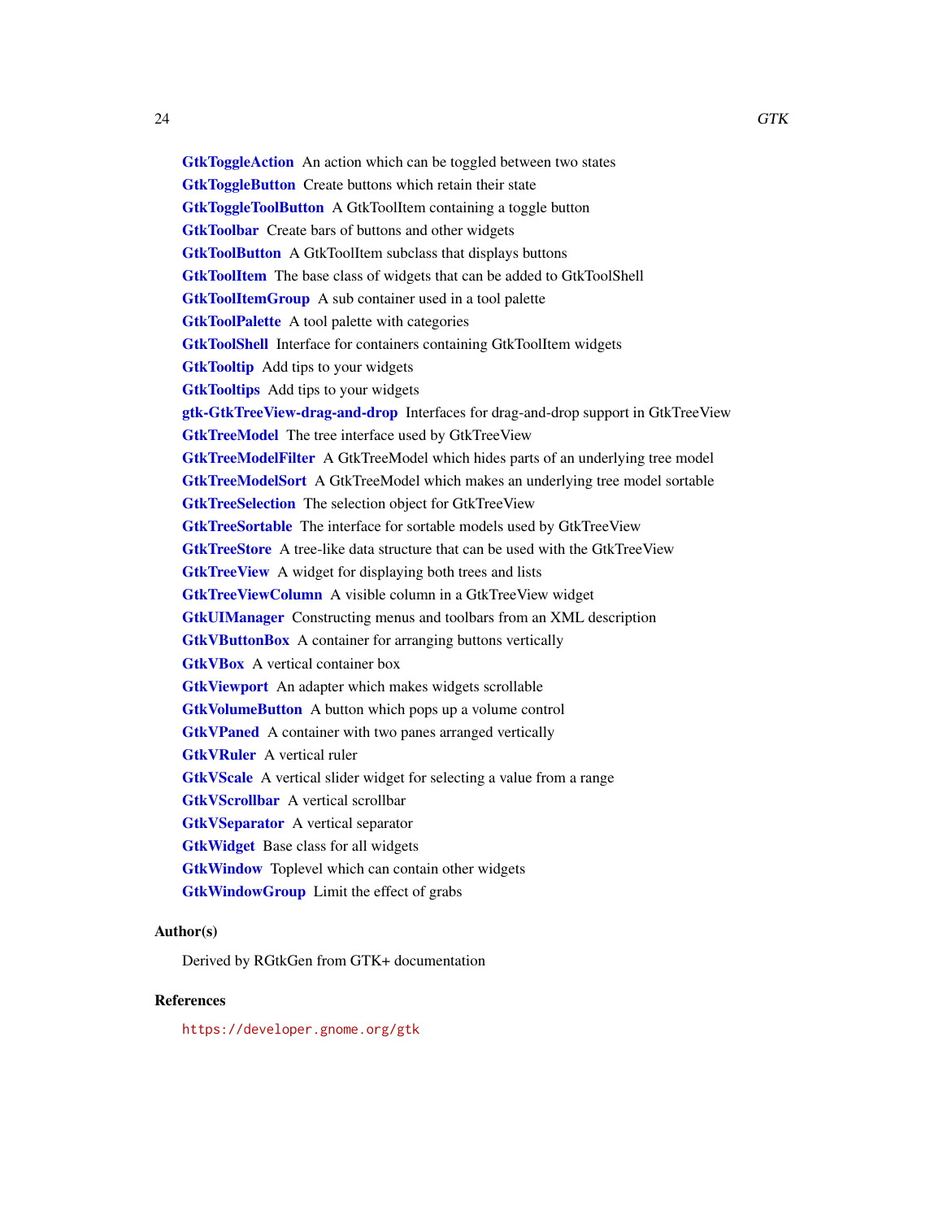**GtkToggleAction** An action which can be toggled between two states

**GtkToggleButton** Create buttons which retain their state

**GtkToggleToolButton** A GtkToolItem containing a toggle button

**GtkToolbar** Create bars of buttons and other widgets

**GtkToolButton** A GtkToolItem subclass that displays buttons

**GtkToolItem** The base class of widgets that can be added to GtkToolShell

**GtkToolItemGroup** A sub container used in a tool palette

**GtkToolPalette** A tool palette with categories

**GtkToolShell** Interface for containers containing GtkToolItem widgets

**GtkTooltip** Add tips to your widgets

**GtkTooltips** Add tips to your widgets

**gtk-GtkTreeView-drag-and-drop** Interfaces for drag-and-drop support in GtkTreeView

**GtkTreeModel** The tree interface used by GtkTreeView

**GtkTreeModelFilter** A GtkTreeModel which hides parts of an underlying tree model

**GtkTreeModelSort** A GtkTreeModel which makes an underlying tree model sortable

**GtkTreeSelection** The selection object for GtkTreeView

**GtkTreeSortable** The interface for sortable models used by GtkTreeView

**GtkTreeStore** A tree-like data structure that can be used with the GtkTreeView

**GtkTreeView** A widget for displaying both trees and lists

**GtkTreeViewColumn** A visible column in a GtkTreeView widget

**GtkUIManager** Constructing menus and toolbars from an XML description

**GtkVButtonBox** A container for arranging buttons vertically

**GtkVBox** A vertical container box

**GtkViewport** An adapter which makes widgets scrollable

**GtkVolumeButton** A button which pops up a volume control

**GtkVPaned** A container with two panes arranged vertically

**GtkVRuler** A vertical ruler

**GtkVScale** A vertical slider widget for selecting a value from a range

**GtkVScrollbar** A vertical scrollbar

**GtkVSeparator** A vertical separator

**GtkWidget** Base class for all widgets

**GtkWindow** Toplevel which can contain other widgets

**GtkWindowGroup** Limit the effect of grabs

### Author(s)

Derived by RGtkGen from GTK+ documentation

### References

https://developer.gnome.org/gtk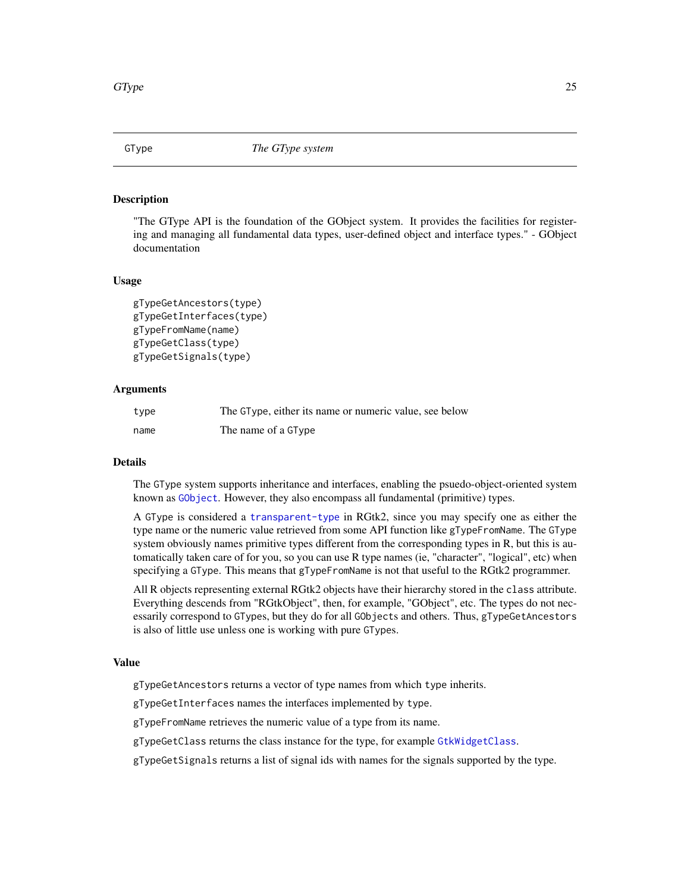# GType — *The GType system*

## Description

"The GType API is the foundation of the GObject system. It provides the facilities for registering and managing all fundamental data types, user-defined object and interface types." - GObject documentation

## Usage

```
gTypeGetAncestors(type)
gTypeGetInterfaces(type)
gTypeFromName(name)
gTypeGetClass(type)
gTypeGetSignals(type)
```

## Arguments

| | |
|---|---|
| `type` | The `GType`, either its name or numeric value, see below |
| `name` | The name of a `GType` |

## Details

The `GType` system supports inheritance and interfaces, enabling the psuedo-object-oriented system known as `GObject`. However, they also encompass all fundamental (primitive) types.

A `GType` is considered a `transparent-type` in RGtk2, since you may specify one as either the type name or the numeric value retrieved from some API function like `gTypeFromName`. The `GType` system obviously names primitive types different from the corresponding types in R, but this is automatically taken care of for you, so you can use R type names (ie, "character", "logical", etc) when specifying a `GType`. This means that `gTypeFromName` is not that useful to the RGtk2 programmer.

All R objects representing external RGtk2 objects have their hierarchy stored in the `class` attribute. Everything descends from "RGtkObject", then, for example, "GObject", etc. The types do not necessarily correspond to `GType`s, but they do for all `GObject`s and others. Thus, `gTypeGetAncestors` is also of little use unless one is working with pure `GType`s.

## Value

`gTypeGetAncestors` returns a vector of type names from which `type` inherits.

`gTypeGetInterfaces` names the interfaces implemented by `type`.

`gTypeFromName` retrieves the numeric value of a type from its name.

`gTypeGetClass` returns the class instance for the type, for example `GtkWidgetClass`.

`gTypeGetSignals` returns a list of signal ids with names for the signals supported by the type.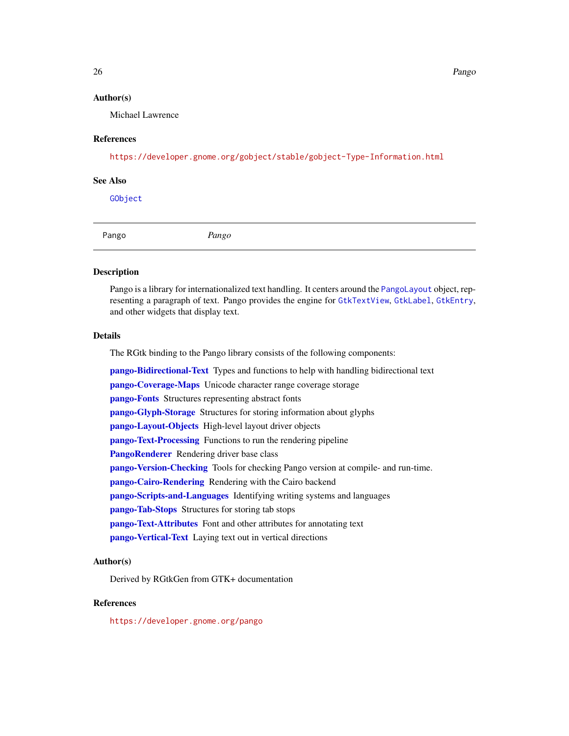## Author(s)

Michael Lawrence

## References

https://developer.gnome.org/gobject/stable/gobject-Type-Information.html

## See Also

`GObject`

---

Pango *Pango*

---

## Description

Pango is a library for internationalized text handling. It centers around the `PangoLayout` object, representing a paragraph of text. Pango provides the engine for `GtkTextView`, `GtkLabel`, `GtkEntry`, and other widgets that display text.

## Details

The RGtk binding to the Pango library consists of the following components:

**pango-Bidirectional-Text** Types and functions to help with handling bidirectional text

**pango-Coverage-Maps** Unicode character range coverage storage

**pango-Fonts** Structures representing abstract fonts

**pango-Glyph-Storage** Structures for storing information about glyphs

**pango-Layout-Objects** High-level layout driver objects

**pango-Text-Processing** Functions to run the rendering pipeline

**PangoRenderer** Rendering driver base class

**pango-Version-Checking** Tools for checking Pango version at compile- and run-time.

**pango-Cairo-Rendering** Rendering with the Cairo backend

**pango-Scripts-and-Languages** Identifying writing systems and languages

**pango-Tab-Stops** Structures for storing tab stops

**pango-Text-Attributes** Font and other attributes for annotating text

**pango-Vertical-Text** Laying text out in vertical directions

## Author(s)

Derived by RGtkGen from GTK+ documentation

## References

https://developer.gnome.org/pango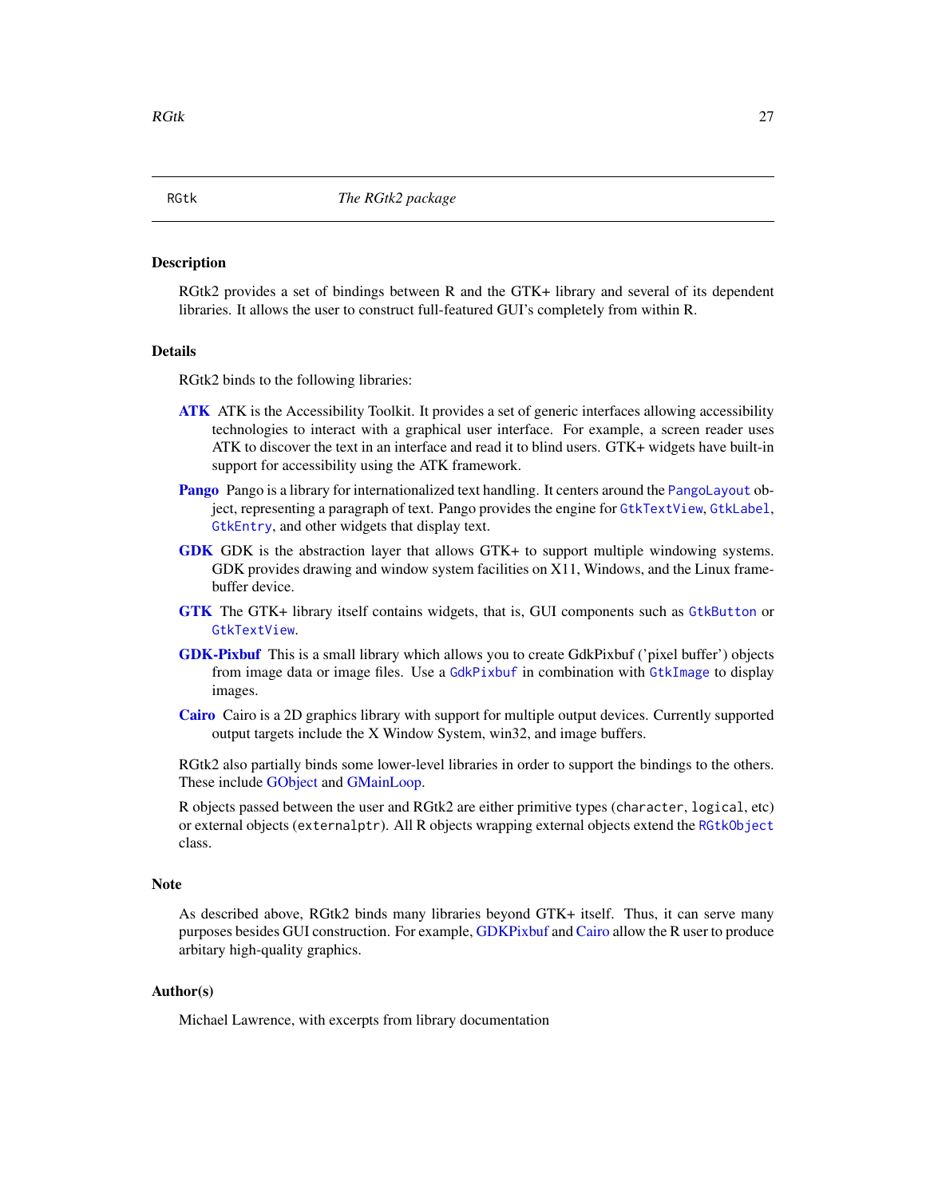RGtk    *The RGtk2 package*

## Description

RGtk2 provides a set of bindings between R and the GTK+ library and several of its dependent libraries. It allows the user to construct full-featured GUI's completely from within R.

## Details

RGtk2 binds to the following libraries:

**ATK** ATK is the Accessibility Toolkit. It provides a set of generic interfaces allowing accessibility technologies to interact with a graphical user interface. For example, a screen reader uses ATK to discover the text in an interface and read it to blind users. GTK+ widgets have built-in support for accessibility using the ATK framework.

**Pango** Pango is a library for internationalized text handling. It centers around the `PangoLayout` object, representing a paragraph of text. Pango provides the engine for `GtkTextView`, `GtkLabel`, `GtkEntry`, and other widgets that display text.

**GDK** GDK is the abstraction layer that allows GTK+ to support multiple windowing systems. GDK provides drawing and window system facilities on X11, Windows, and the Linux framebuffer device.

**GTK** The GTK+ library itself contains widgets, that is, GUI components such as `GtkButton` or `GtkTextView`.

**GDK-Pixbuf** This is a small library which allows you to create GdkPixbuf ('pixel buffer') objects from image data or image files. Use a `GdkPixbuf` in combination with `GtkImage` to display images.

**Cairo** Cairo is a 2D graphics library with support for multiple output devices. Currently supported output targets include the X Window System, win32, and image buffers.

RGtk2 also partially binds some lower-level libraries in order to support the bindings to the others. These include GObject and GMainLoop.

R objects passed between the user and RGtk2 are either primitive types (`character`, `logical`, etc) or external objects (`externalptr`). All R objects wrapping external objects extend the `RGtkObject` class.

## Note

As described above, RGtk2 binds many libraries beyond GTK+ itself. Thus, it can serve many purposes besides GUI construction. For example, GDKPixbuf and Cairo allow the R user to produce arbitary high-quality graphics.

## Author(s)

Michael Lawrence, with excerpts from library documentation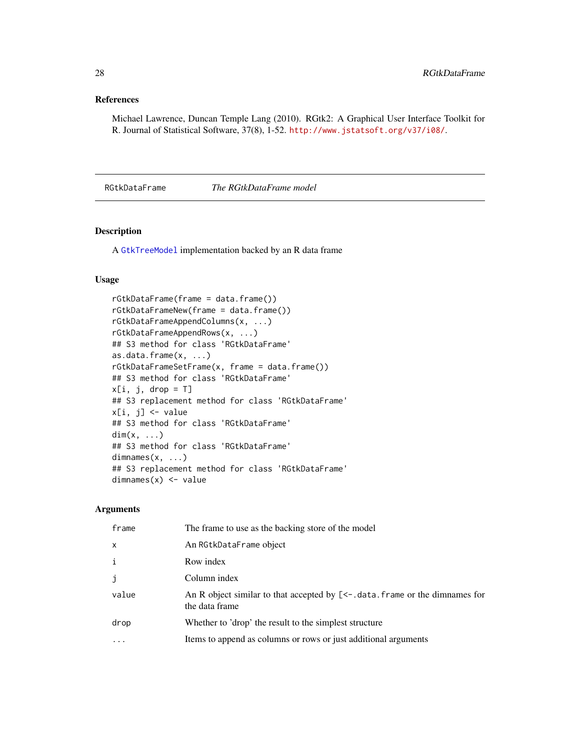## References

Michael Lawrence, Duncan Temple Lang (2010). RGtk2: A Graphical User Interface Toolkit for R. Journal of Statistical Software, 37(8), 1-52. http://www.jstatsoft.org/v37/i08/.

---

# RGtkDataFrame *The RGtkDataFrame model*

## Description

A GtkTreeModel implementation backed by an R data frame

## Usage

```
rGtkDataFrame(frame = data.frame())
rGtkDataFrameNew(frame = data.frame())
rGtkDataFrameAppendColumns(x, ...)
rGtkDataFrameAppendRows(x, ...)
## S3 method for class 'RGtkDataFrame'
as.data.frame(x, ...)
rGtkDataFrameSetFrame(x, frame = data.frame())
## S3 method for class 'RGtkDataFrame'
x[i, j, drop = T]
## S3 replacement method for class 'RGtkDataFrame'
x[i, j] <- value
## S3 method for class 'RGtkDataFrame'
dim(x, ...)
## S3 method for class 'RGtkDataFrame'
dimnames(x, ...)
## S3 replacement method for class 'RGtkDataFrame'
dimnames(x) <- value
```

## Arguments

| | |
|---|---|
| `frame` | The frame to use as the backing store of the model |
| `x` | An `RGtkDataFrame` object |
| `i` | Row index |
| `j` | Column index |
| `value` | An R object similar to that accepted by `[<-.data.frame` or the dimnames for the data frame |
| `drop` | Whether to 'drop' the result to the simplest structure |
| `...` | Items to append as columns or rows or just additional arguments |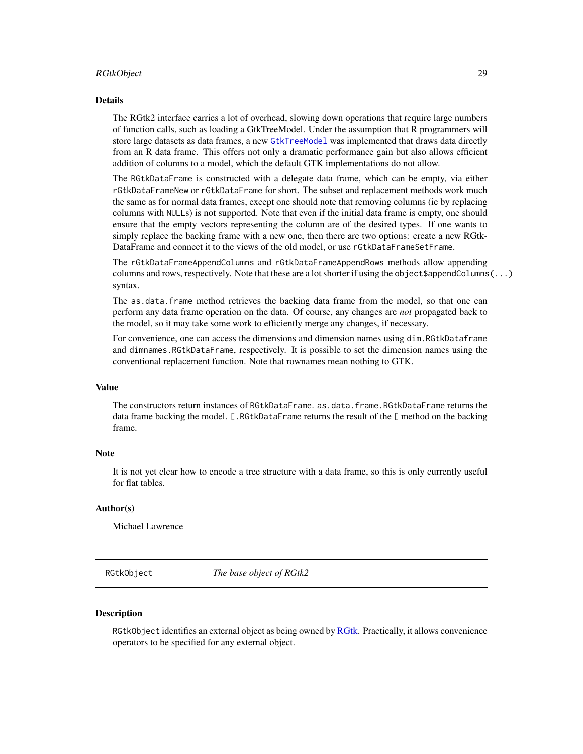## Details

The RGtk2 interface carries a lot of overhead, slowing down operations that require large numbers of function calls, such as loading a GtkTreeModel. Under the assumption that R programmers will store large datasets as data frames, a new `GtkTreeModel` was implemented that draws data directly from an R data frame. This offers not only a dramatic performance gain but also allows efficient addition of columns to a model, which the default GTK implementations do not allow.

The `RGtkDataFrame` is constructed with a delegate data frame, which can be empty, via either `rGtkDataFrameNew` or `rGtkDataFrame` for short. The subset and replacement methods work much the same as for normal data frames, except one should note that removing columns (ie by replacing columns with `NULL`s) is not supported. Note that even if the initial data frame is empty, one should ensure that the empty vectors representing the column are of the desired types. If one wants to simply replace the backing frame with a new one, then there are two options: create a new RGtkDataFrame and connect it to the views of the old model, or use `rGtkDataFrameSetFrame`.

The `rGtkDataFrameAppendColumns` and `rGtkDataFrameAppendRows` methods allow appending columns and rows, respectively. Note that these are a lot shorter if using the `object$appendColumns(...)` syntax.

The `as.data.frame` method retrieves the backing data frame from the model, so that one can perform any data frame operation on the data. Of course, any changes are *not* propagated back to the model, so it may take some work to efficiently merge any changes, if necessary.

For convenience, one can access the dimensions and dimension names using `dim.RGtkDataframe` and `dimnames.RGtkDataFrame`, respectively. It is possible to set the dimension names using the conventional replacement function. Note that rownames mean nothing to GTK.

## Value

The constructors return instances of `RGtkDataFrame`. `as.data.frame.RGtkDataFrame` returns the data frame backing the model. `[.RGtkDataFrame` returns the result of the `[` method on the backing frame.

## Note

It is not yet clear how to encode a tree structure with a data frame, so this is only currently useful for flat tables.

## Author(s)

Michael Lawrence

---

# RGtkObject — *The base object of RGtk2*

## Description

`RGtkObject` identifies an external object as being owned by RGtk. Practically, it allows convenience operators to be specified for any external object.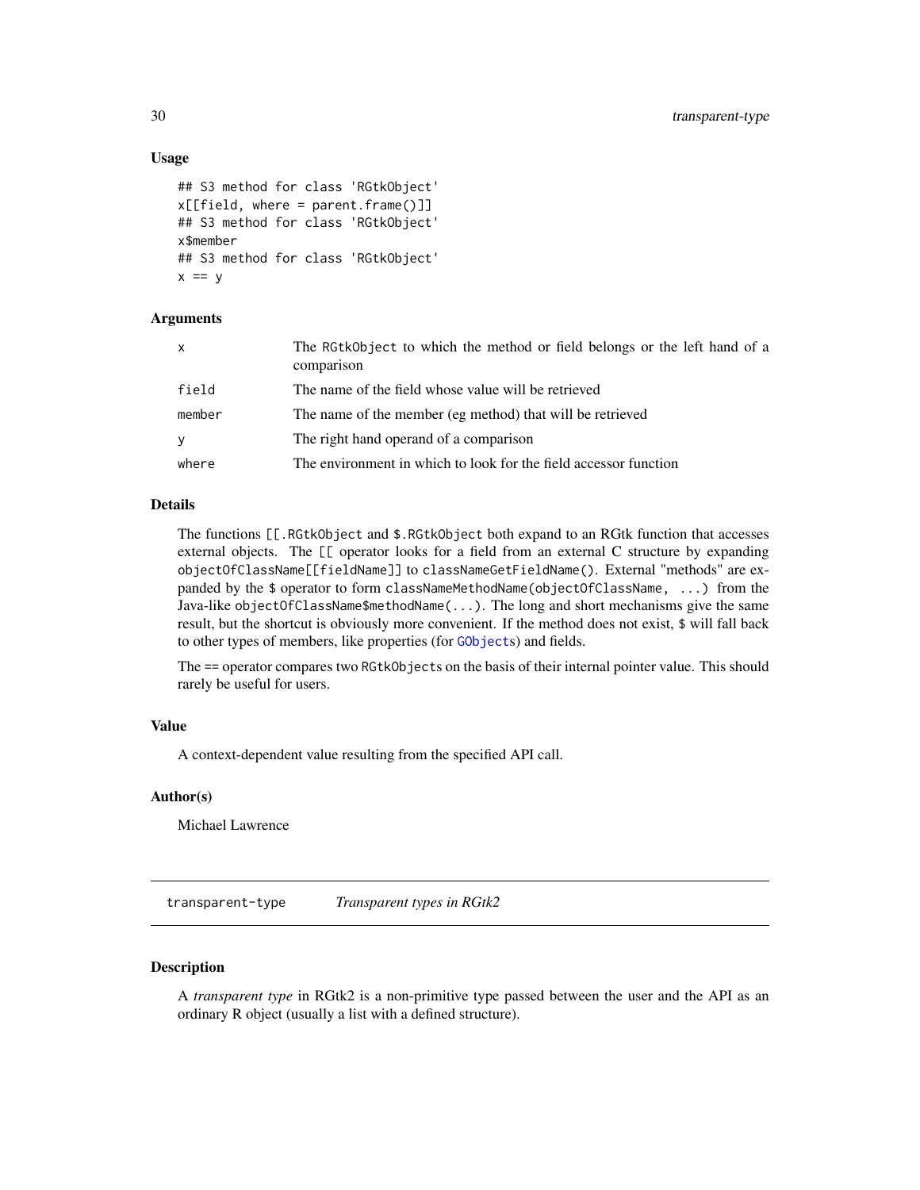### Usage

```
## S3 method for class 'RGtkObject'
x[[field, where = parent.frame()]]
## S3 method for class 'RGtkObject'
x$member
## S3 method for class 'RGtkObject'
x == y
```

### Arguments

| | |
|---|---|
| x | The RGtkObject to which the method or field belongs or the left hand of a comparison |
| field | The name of the field whose value will be retrieved |
| member | The name of the member (eg method) that will be retrieved |
| y | The right hand operand of a comparison |
| where | The environment in which to look for the field accessor function |

### Details

The functions `[[.RGtkObject` and `$.RGtkObject` both expand to an RGtk function that accesses external objects. The `[[` operator looks for a field from an external C structure by expanding `objectOfClassName[[fieldName]]` to `classNameGetFieldName()`. External "methods" are expanded by the `$` operator to form `classNameMethodName(objectOfClassName, ...)` from the Java-like `objectOfClassName$methodName(...)`. The long and short mechanisms give the same result, but the shortcut is obviously more convenient. If the method does not exist, `$` will fall back to other types of members, like properties (for `GObject`s) and fields.

The `==` operator compares two `RGtkObject`s on the basis of their internal pointer value. This should rarely be useful for users.

### Value

A context-dependent value resulting from the specified API call.

### Author(s)

Michael Lawrence

---

## transparent-type — *Transparent types in RGtk2*

### Description

A *transparent type* in RGtk2 is a non-primitive type passed between the user and the API as an ordinary R object (usually a list with a defined structure).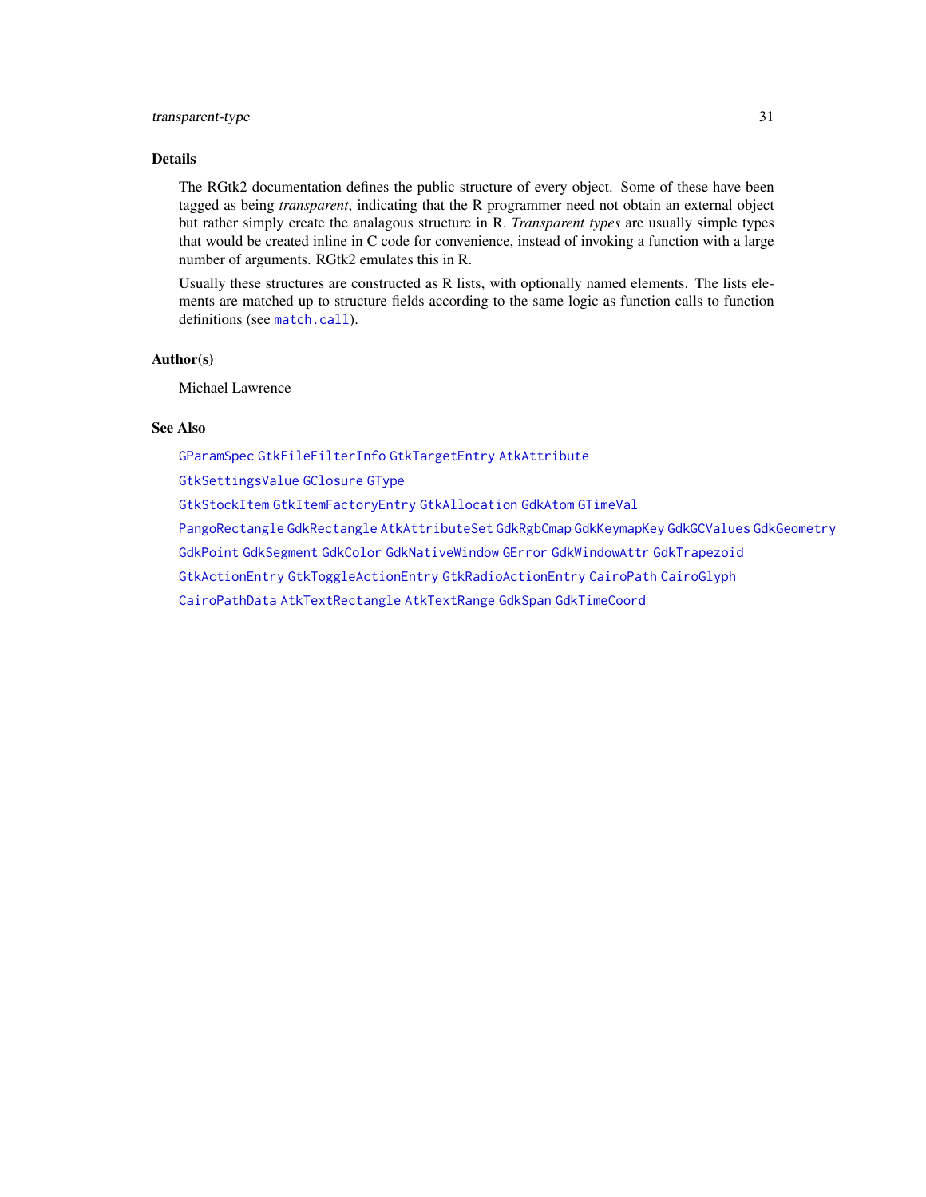## Details

The RGtk2 documentation defines the public structure of every object. Some of these have been tagged as being *transparent*, indicating that the R programmer need not obtain an external object but rather simply create the analagous structure in R. *Transparent types* are usually simple types that would be created inline in C code for convenience, instead of invoking a function with a large number of arguments. RGtk2 emulates this in R.

Usually these structures are constructed as R lists, with optionally named elements. The lists elements are matched up to structure fields according to the same logic as function calls to function definitions (see `match.call`).

## Author(s)

Michael Lawrence

## See Also

`GParamSpec` `GtkFileFilterInfo` `GtkTargetEntry` `AtkAttribute`

`GtkSettingsValue` `GClosure` `GType`

`GtkStockItem` `GtkItemFactoryEntry` `GtkAllocation` `GdkAtom` `GTimeVal`

`PangoRectangle` `GdkRectangle` `AtkAttributeSet` `GdkRgbCmap` `GdkKeymapKey` `GdkGCValues` `GdkGeometry`

`GdkPoint` `GdkSegment` `GdkColor` `GdkNativeWindow` `GError` `GdkWindowAttr` `GdkTrapezoid`

`GtkActionEntry` `GtkToggleActionEntry` `GtkRadioActionEntry` `CairoPath` `CairoGlyph`

`CairoPathData` `AtkTextRectangle` `AtkTextRange` `GdkSpan` `GdkTimeCoord`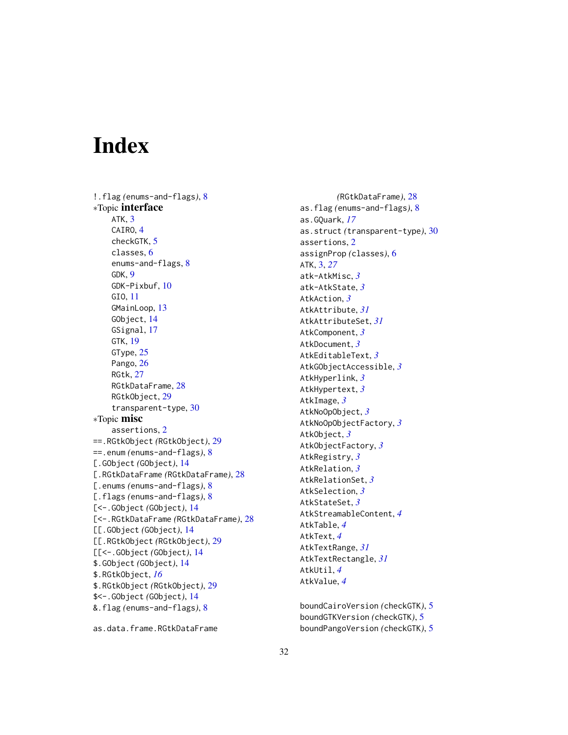# Index

!.flag *(enums-and-flags)*, 8
∗Topic **interface**
  ATK, 3
  CAIRO, 4
  checkGTK, 5
  classes, 6
  enums-and-flags, 8
  GDK, 9
  GDK-Pixbuf, 10
  GIO, 11
  GMainLoop, 13
  GObject, 14
  GSignal, 17
  GTK, 19
  GType, 25
  Pango, 26
  RGtk, 27
  RGtkDataFrame, 28
  RGtkObject, 29
  transparent-type, 30
∗Topic **misc**
  assertions, 2
==.RGtkObject *(RGtkObject)*, 29
==.enum *(enums-and-flags)*, 8
[.GObject *(GObject)*, 14
[.RGtkDataFrame *(RGtkDataFrame)*, 28
[.enums *(enums-and-flags)*, 8
[.flags *(enums-and-flags)*, 8
[<-.GObject *(GObject)*, 14
[<-.RGtkDataFrame *(RGtkDataFrame)*, 28
[[.GObject *(GObject)*, 14
[[.RGtkObject *(RGtkObject)*, 29
[[<-.GObject *(GObject)*, 14
$.GObject *(GObject)*, 14
$.RGtkObject, *16*
$.RGtkObject *(RGtkObject)*, 29
$<-.GObject *(GObject)*, 14
&.flag *(enums-and-flags)*, 8

as.data.frame.RGtkDataFrame *(RGtkDataFrame)*, 28
as.flag *(enums-and-flags)*, 8
as.GQuark, *17*
as.struct *(transparent-type)*, 30
assertions, 2
assignProp *(classes)*, 6
ATK, 3, *27*
atk-AtkMisc, *3*
atk-AtkState, *3*
AtkAction, *3*
AtkAttribute, *31*
AtkAttributeSet, *31*
AtkComponent, *3*
AtkDocument, *3*
AtkEditableText, *3*
AtkGObjectAccessible, *3*
AtkHyperlink, *3*
AtkHypertext, *3*
AtkImage, *3*
AtkNoOpObject, *3*
AtkNoOpObjectFactory, *3*
AtkObject, *3*
AtkObjectFactory, *3*
AtkRegistry, *3*
AtkRelation, *3*
AtkRelationSet, *3*
AtkSelection, *3*
AtkStateSet, *3*
AtkStreamableContent, *4*
AtkTable, *4*
AtkText, *4*
AtkTextRange, *31*
AtkTextRectangle, *31*
AtkUtil, *4*
AtkValue, *4*

boundCairoVersion *(checkGTK)*, 5
boundGTKVersion *(checkGTK)*, 5
boundPangoVersion *(checkGTK)*, 5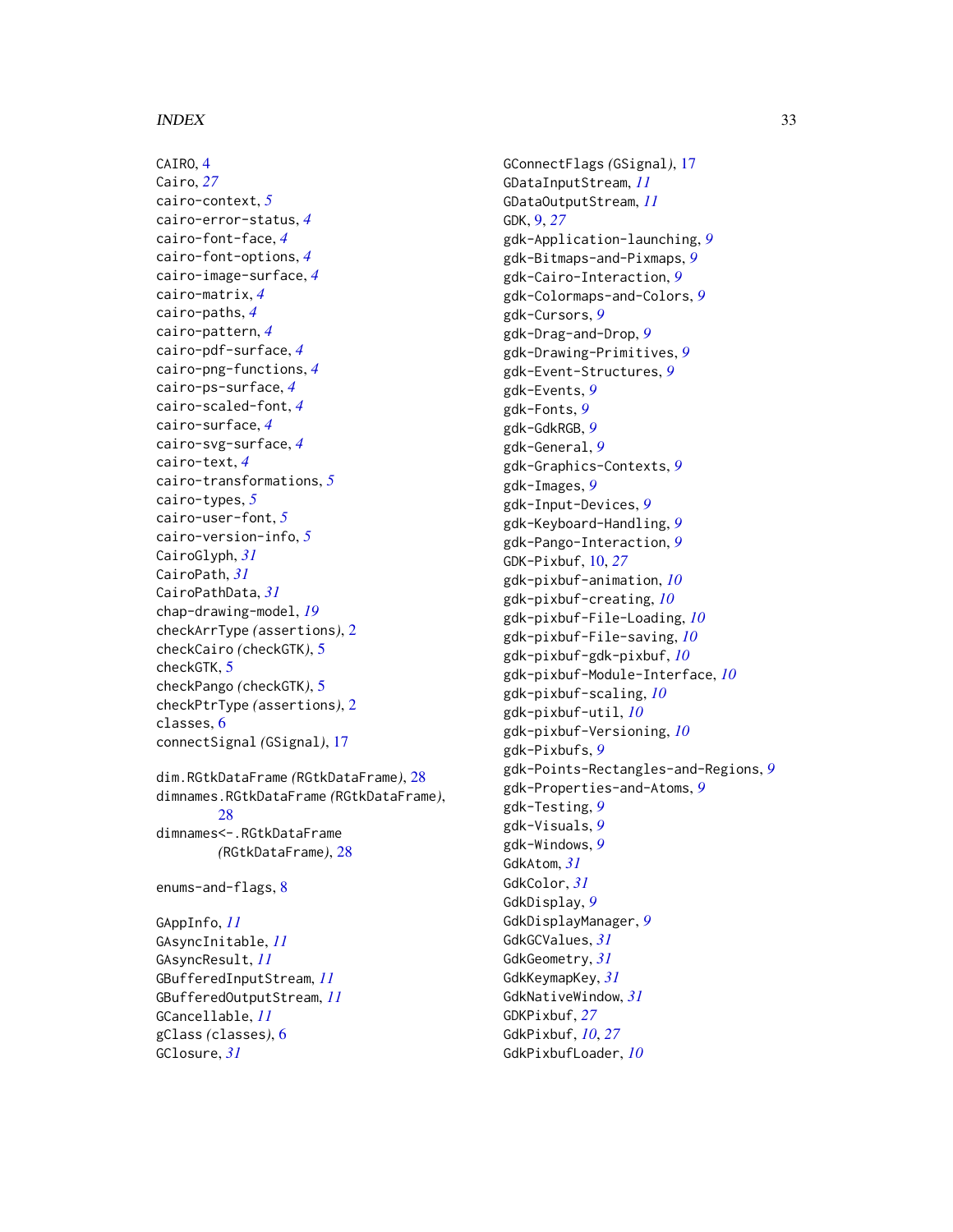CAIRO, 4
Cairo, *27*
cairo-context, *5*
cairo-error-status, *4*
cairo-font-face, *4*
cairo-font-options, *4*
cairo-image-surface, *4*
cairo-matrix, *4*
cairo-paths, *4*
cairo-pattern, *4*
cairo-pdf-surface, *4*
cairo-png-functions, *4*
cairo-ps-surface, *4*
cairo-scaled-font, *4*
cairo-surface, *4*
cairo-svg-surface, *4*
cairo-text, *4*
cairo-transformations, *5*
cairo-types, *5*
cairo-user-font, *5*
cairo-version-info, *5*
CairoGlyph, *31*
CairoPath, *31*
CairoPathData, *31*
chap-drawing-model, *19*
checkArrType *(assertions)*, 2
checkCairo *(checkGTK)*, 5
checkGTK, 5
checkPango *(checkGTK)*, 5
checkPtrType *(assertions)*, 2
classes, 6
connectSignal *(GSignal)*, 17

dim.RGtkDataFrame *(RGtkDataFrame)*, 28
dimnames.RGtkDataFrame *(RGtkDataFrame)*, 28
dimnames<-.RGtkDataFrame *(RGtkDataFrame)*, 28

enums-and-flags, 8

GAppInfo, *11*
GAsyncInitable, *11*
GAsyncResult, *11*
GBufferedInputStream, *11*
GBufferedOutputStream, *11*
GCancellable, *11*
gClass *(classes)*, 6
GClosure, *31*
GConnectFlags *(GSignal)*, 17
GDataInputStream, *11*
GDataOutputStream, *11*
GDK, 9, *27*
gdk-Application-launching, *9*
gdk-Bitmaps-and-Pixmaps, *9*
gdk-Cairo-Interaction, *9*
gdk-Colormaps-and-Colors, *9*
gdk-Cursors, *9*
gdk-Drag-and-Drop, *9*
gdk-Drawing-Primitives, *9*
gdk-Event-Structures, *9*
gdk-Events, *9*
gdk-Fonts, *9*
gdk-GdkRGB, *9*
gdk-General, *9*
gdk-Graphics-Contexts, *9*
gdk-Images, *9*
gdk-Input-Devices, *9*
gdk-Keyboard-Handling, *9*
gdk-Pango-Interaction, *9*
GDK-Pixbuf, 10, *27*
gdk-pixbuf-animation, *10*
gdk-pixbuf-creating, *10*
gdk-pixbuf-File-Loading, *10*
gdk-pixbuf-File-saving, *10*
gdk-pixbuf-gdk-pixbuf, *10*
gdk-pixbuf-Module-Interface, *10*
gdk-pixbuf-scaling, *10*
gdk-pixbuf-util, *10*
gdk-pixbuf-Versioning, *10*
gdk-Pixbufs, *9*
gdk-Points-Rectangles-and-Regions, *9*
gdk-Properties-and-Atoms, *9*
gdk-Testing, *9*
gdk-Visuals, *9*
gdk-Windows, *9*
GdkAtom, *31*
GdkColor, *31*
GdkDisplay, *9*
GdkDisplayManager, *9*
GdkGCValues, *31*
GdkGeometry, *31*
GdkKeymapKey, *31*
GdkNativeWindow, *31*
GDKPixbuf, *27*
GdkPixbuf, *10*, *27*
GdkPixbufLoader, *10*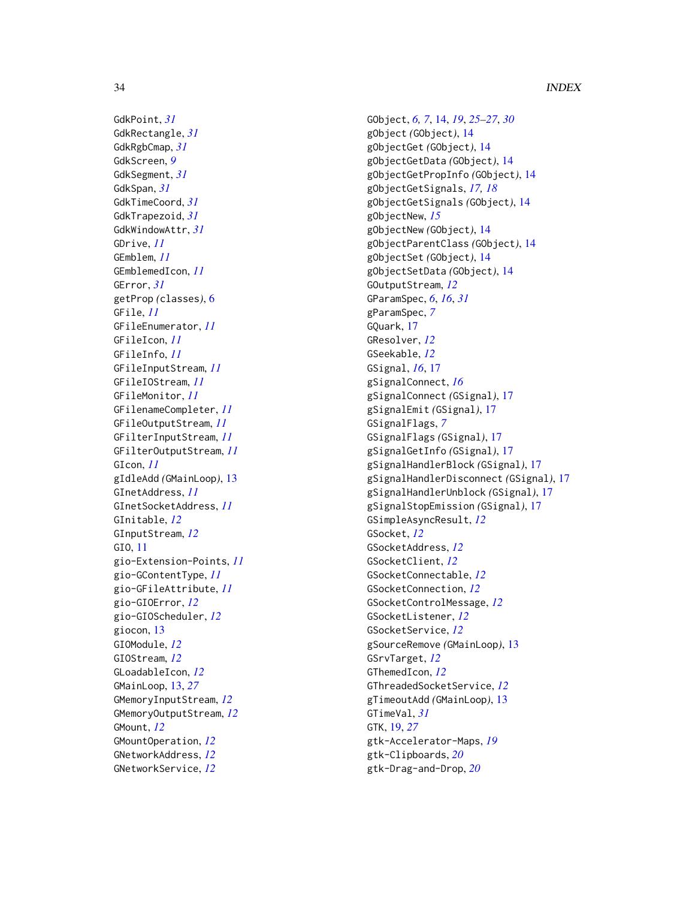GdkPoint, *31*
GdkRectangle, *31*
GdkRgbCmap, *31*
GdkScreen, *9*
GdkSegment, *31*
GdkSpan, *31*
GdkTimeCoord, *31*
GdkTrapezoid, *31*
GdkWindowAttr, *31*
GDrive, *11*
GEmblem, *11*
GEmblemedIcon, *11*
GError, *31*
getProp *(classes)*, 6
GFile, *11*
GFileEnumerator, *11*
GFileIcon, *11*
GFileInfo, *11*
GFileInputStream, *11*
GFileIOStream, *11*
GFileMonitor, *11*
GFilenameCompleter, *11*
GFileOutputStream, *11*
GFilterInputStream, *11*
GFilterOutputStream, *11*
GIcon, *11*
gIdleAdd *(GMainLoop)*, 13
GInetAddress, *11*
GInetSocketAddress, *11*
GInitable, *12*
GInputStream, *12*
GIO, 11
gio-Extension-Points, *11*
gio-GContentType, *11*
gio-GFileAttribute, *11*
gio-GIOError, *12*
gio-GIOScheduler, *12*
giocon, 13
GIOModule, *12*
GIOStream, *12*
GLoadableIcon, *12*
GMainLoop, 13, *27*
GMemoryInputStream, *12*
GMemoryOutputStream, *12*
GMount, *12*
GMountOperation, *12*
GNetworkAddress, *12*
GNetworkService, *12*
GObject, *6, 7*, 14, *19*, *25–27*, *30*
gObject *(GObject)*, 14
gObjectGet *(GObject)*, 14
gObjectGetData *(GObject)*, 14
gObjectGetPropInfo *(GObject)*, 14
gObjectGetSignals, *17, 18*
gObjectGetSignals *(GObject)*, 14
gObjectNew, *15*
gObjectNew *(GObject)*, 14
gObjectParentClass *(GObject)*, 14
gObjectSet *(GObject)*, 14
gObjectSetData *(GObject)*, 14
GOutputStream, *12*
GParamSpec, *6*, *16*, *31*
gParamSpec, *7*
GQuark, 17
GResolver, *12*
GSeekable, *12*
GSignal, *16*, 17
gSignalConnect, *16*
gSignalConnect *(GSignal)*, 17
gSignalEmit *(GSignal)*, 17
GSignalFlags, *7*
GSignalFlags *(GSignal)*, 17
gSignalGetInfo *(GSignal)*, 17
gSignalHandlerBlock *(GSignal)*, 17
gSignalHandlerDisconnect *(GSignal)*, 17
gSignalHandlerUnblock *(GSignal)*, 17
gSignalStopEmission *(GSignal)*, 17
GSimpleAsyncResult, *12*
GSocket, *12*
GSocketAddress, *12*
GSocketClient, *12*
GSocketConnectable, *12*
GSocketConnection, *12*
GSocketControlMessage, *12*
GSocketListener, *12*
GSocketService, *12*
gSourceRemove *(GMainLoop)*, 13
GSrvTarget, *12*
GThemedIcon, *12*
GThreadedSocketService, *12*
gTimeoutAdd *(GMainLoop)*, 13
GTimeVal, *31*
GTK, 19, *27*
gtk-Accelerator-Maps, *19*
gtk-Clipboards, *20*
gtk-Drag-and-Drop, *20*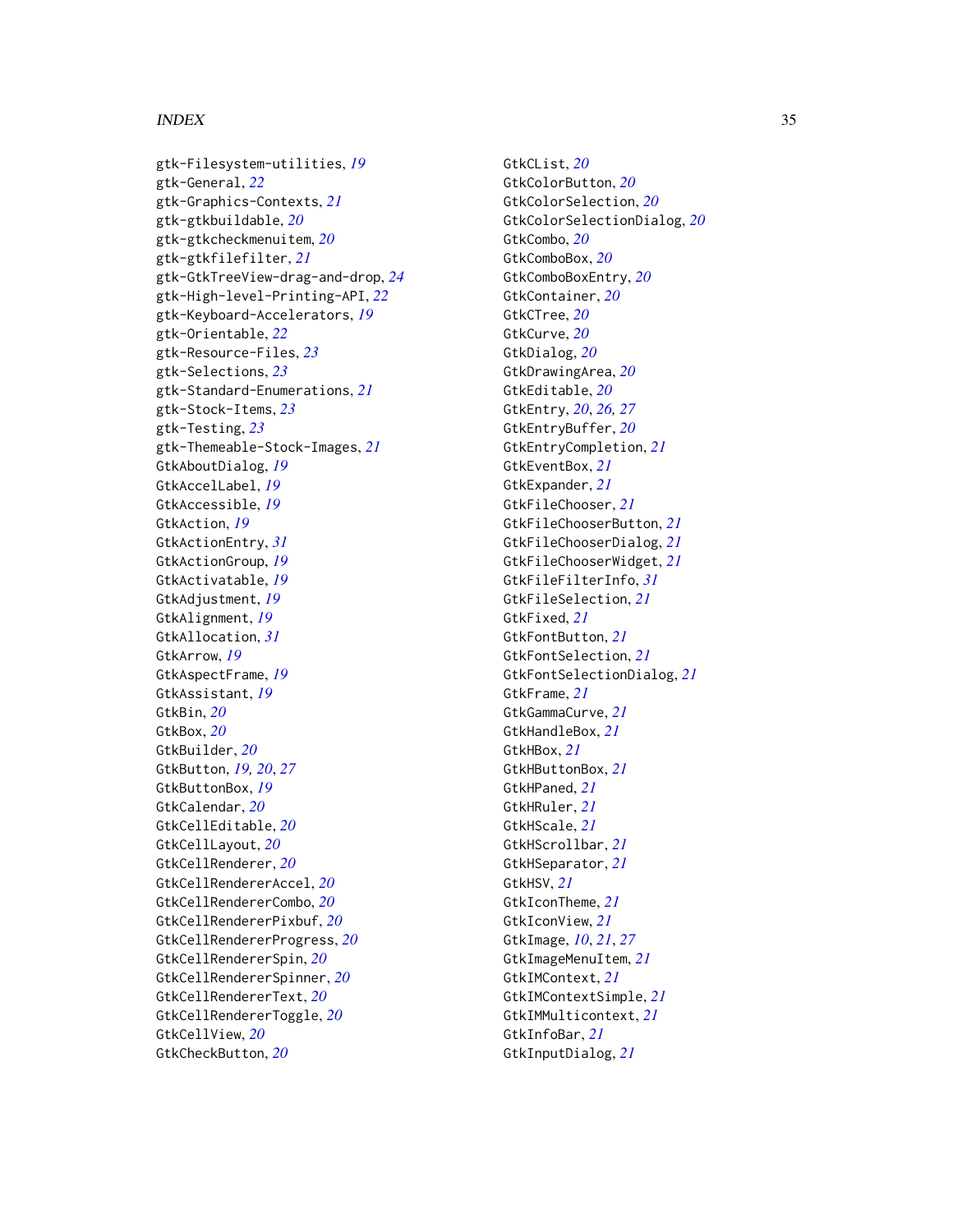gtk-Filesystem-utilities, *19*
gtk-General, *22*
gtk-Graphics-Contexts, *21*
gtk-gtkbuildable, *20*
gtk-gtkcheckmenuitem, *20*
gtk-gtkfilefilter, *21*
gtk-GtkTreeView-drag-and-drop, *24*
gtk-High-level-Printing-API, *22*
gtk-Keyboard-Accelerators, *19*
gtk-Orientable, *22*
gtk-Resource-Files, *23*
gtk-Selections, *23*
gtk-Standard-Enumerations, *21*
gtk-Stock-Items, *23*
gtk-Testing, *23*
gtk-Themeable-Stock-Images, *21*
GtkAboutDialog, *19*
GtkAccelLabel, *19*
GtkAccessible, *19*
GtkAction, *19*
GtkActionEntry, *31*
GtkActionGroup, *19*
GtkActivatable, *19*
GtkAdjustment, *19*
GtkAlignment, *19*
GtkAllocation, *31*
GtkArrow, *19*
GtkAspectFrame, *19*
GtkAssistant, *19*
GtkBin, *20*
GtkBox, *20*
GtkBuilder, *20*
GtkButton, *19, 20*, *27*
GtkButtonBox, *19*
GtkCalendar, *20*
GtkCellEditable, *20*
GtkCellLayout, *20*
GtkCellRenderer, *20*
GtkCellRendererAccel, *20*
GtkCellRendererCombo, *20*
GtkCellRendererPixbuf, *20*
GtkCellRendererProgress, *20*
GtkCellRendererSpin, *20*
GtkCellRendererSpinner, *20*
GtkCellRendererText, *20*
GtkCellRendererToggle, *20*
GtkCellView, *20*
GtkCheckButton, *20*
GtkCList, *20*
GtkColorButton, *20*
GtkColorSelection, *20*
GtkColorSelectionDialog, *20*
GtkCombo, *20*
GtkComboBox, *20*
GtkComboBoxEntry, *20*
GtkContainer, *20*
GtkCTree, *20*
GtkCurve, *20*
GtkDialog, *20*
GtkDrawingArea, *20*
GtkEditable, *20*
GtkEntry, *20*, *26, 27*
GtkEntryBuffer, *20*
GtkEntryCompletion, *21*
GtkEventBox, *21*
GtkExpander, *21*
GtkFileChooser, *21*
GtkFileChooserButton, *21*
GtkFileChooserDialog, *21*
GtkFileChooserWidget, *21*
GtkFileFilterInfo, *31*
GtkFileSelection, *21*
GtkFixed, *21*
GtkFontButton, *21*
GtkFontSelection, *21*
GtkFontSelectionDialog, *21*
GtkFrame, *21*
GtkGammaCurve, *21*
GtkHandleBox, *21*
GtkHBox, *21*
GtkHButtonBox, *21*
GtkHPaned, *21*
GtkHRuler, *21*
GtkHScale, *21*
GtkHScrollbar, *21*
GtkHSeparator, *21*
GtkHSV, *21*
GtkIconTheme, *21*
GtkIconView, *21*
GtkImage, *10*, *21*, *27*
GtkImageMenuItem, *21*
GtkIMContext, *21*
GtkIMContextSimple, *21*
GtkIMMulticontext, *21*
GtkInfoBar, *21*
GtkInputDialog, *21*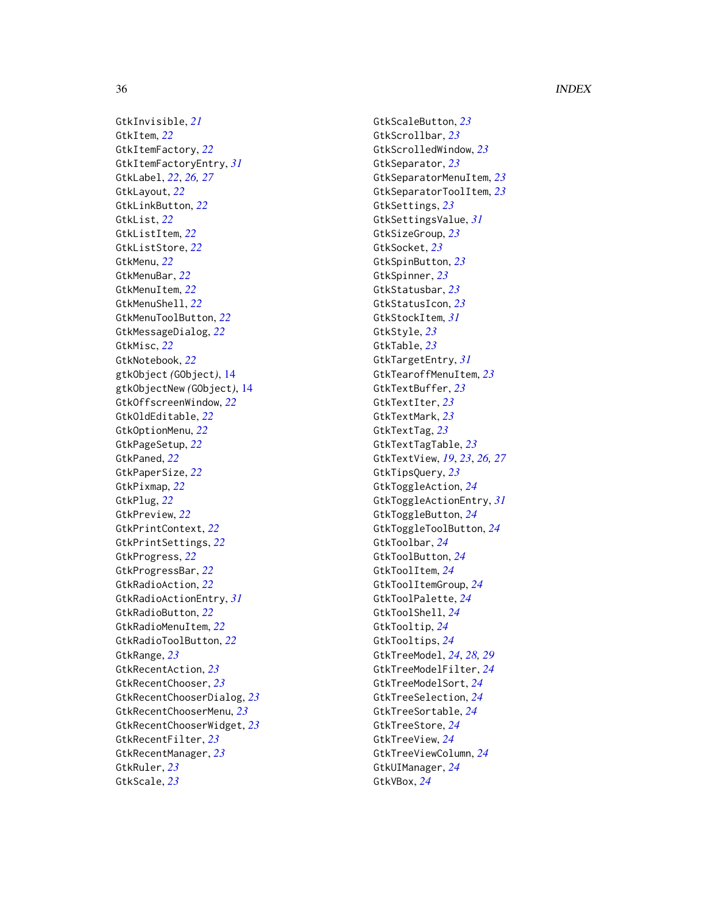GtkInvisible, *21*
GtkItem, *22*
GtkItemFactory, *22*
GtkItemFactoryEntry, *31*
GtkLabel, *22*, *26, 27*
GtkLayout, *22*
GtkLinkButton, *22*
GtkList, *22*
GtkListItem, *22*
GtkListStore, *22*
GtkMenu, *22*
GtkMenuBar, *22*
GtkMenuItem, *22*
GtkMenuShell, *22*
GtkMenuToolButton, *22*
GtkMessageDialog, *22*
GtkMisc, *22*
GtkNotebook, *22*
gtkObject *(*GObject*)*, 14
gtkObjectNew *(*GObject*)*, 14
GtkOffscreenWindow, *22*
GtkOldEditable, *22*
GtkOptionMenu, *22*
GtkPageSetup, *22*
GtkPaned, *22*
GtkPaperSize, *22*
GtkPixmap, *22*
GtkPlug, *22*
GtkPreview, *22*
GtkPrintContext, *22*
GtkPrintSettings, *22*
GtkProgress, *22*
GtkProgressBar, *22*
GtkRadioAction, *22*
GtkRadioActionEntry, *31*
GtkRadioButton, *22*
GtkRadioMenuItem, *22*
GtkRadioToolButton, *22*
GtkRange, *23*
GtkRecentAction, *23*
GtkRecentChooser, *23*
GtkRecentChooserDialog, *23*
GtkRecentChooserMenu, *23*
GtkRecentChooserWidget, *23*
GtkRecentFilter, *23*
GtkRecentManager, *23*
GtkRuler, *23*
GtkScale, *23*
GtkScaleButton, *23*
GtkScrollbar, *23*
GtkScrolledWindow, *23*
GtkSeparator, *23*
GtkSeparatorMenuItem, *23*
GtkSeparatorToolItem, *23*
GtkSettings, *23*
GtkSettingsValue, *31*
GtkSizeGroup, *23*
GtkSocket, *23*
GtkSpinButton, *23*
GtkSpinner, *23*
GtkStatusbar, *23*
GtkStatusIcon, *23*
GtkStockItem, *31*
GtkStyle, *23*
GtkTable, *23*
GtkTargetEntry, *31*
GtkTearoffMenuItem, *23*
GtkTextBuffer, *23*
GtkTextIter, *23*
GtkTextMark, *23*
GtkTextTag, *23*
GtkTextTagTable, *23*
GtkTextView, *19*, *23*, *26, 27*
GtkTipsQuery, *23*
GtkToggleAction, *24*
GtkToggleActionEntry, *31*
GtkToggleButton, *24*
GtkToggleToolButton, *24*
GtkToolbar, *24*
GtkToolButton, *24*
GtkToolItem, *24*
GtkToolItemGroup, *24*
GtkToolPalette, *24*
GtkToolShell, *24*
GtkTooltip, *24*
GtkTooltips, *24*
GtkTreeModel, *24*, *28, 29*
GtkTreeModelFilter, *24*
GtkTreeModelSort, *24*
GtkTreeSelection, *24*
GtkTreeSortable, *24*
GtkTreeStore, *24*
GtkTreeView, *24*
GtkTreeViewColumn, *24*
GtkUIManager, *24*
GtkVBox, *24*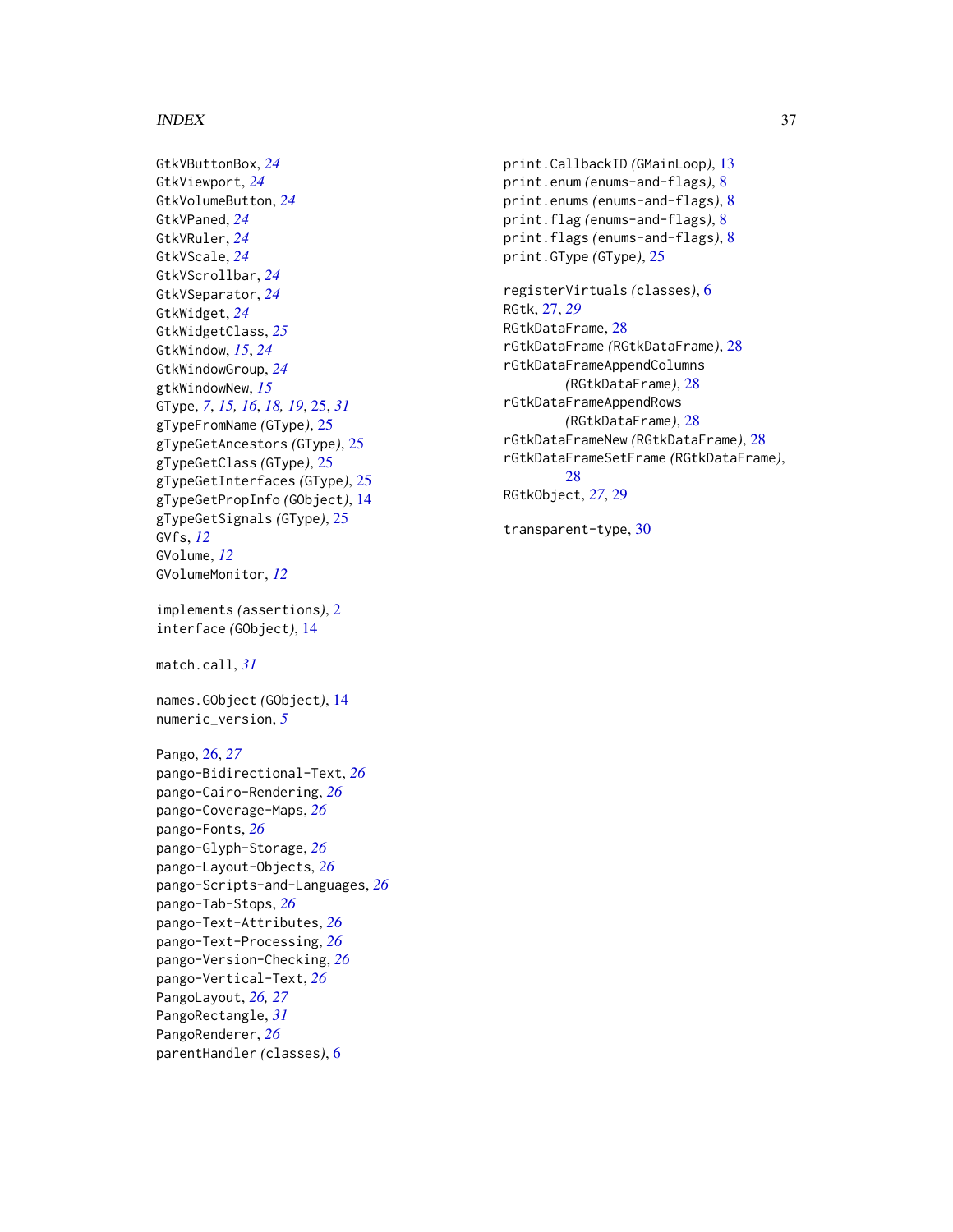GtkVButtonBox, *24*
GtkViewport, *24*
GtkVolumeButton, *24*
GtkVPaned, *24*
GtkVRuler, *24*
GtkVScale, *24*
GtkVScrollbar, *24*
GtkVSeparator, *24*
GtkWidget, *24*
GtkWidgetClass, *25*
GtkWindow, *15*, *24*
GtkWindowGroup, *24*
gtkWindowNew, *15*
GType, *7*, *15, 16*, *18, 19*, 25, *31*
gTypeFromName *(*GType*)*, 25
gTypeGetAncestors *(*GType*)*, 25
gTypeGetClass *(*GType*)*, 25
gTypeGetInterfaces *(*GType*)*, 25
gTypeGetPropInfo *(*GObject*)*, 14
gTypeGetSignals *(*GType*)*, 25
GVfs, *12*
GVolume, *12*
GVolumeMonitor, *12*

implements *(*assertions*)*, 2
interface *(*GObject*)*, 14

match.call, *31*

names.GObject *(*GObject*)*, 14
numeric_version, *5*

Pango, 26, *27*
pango-Bidirectional-Text, *26*
pango-Cairo-Rendering, *26*
pango-Coverage-Maps, *26*
pango-Fonts, *26*
pango-Glyph-Storage, *26*
pango-Layout-Objects, *26*
pango-Scripts-and-Languages, *26*
pango-Tab-Stops, *26*
pango-Text-Attributes, *26*
pango-Text-Processing, *26*
pango-Version-Checking, *26*
pango-Vertical-Text, *26*
PangoLayout, *26, 27*
PangoRectangle, *31*
PangoRenderer, *26*
parentHandler *(*classes*)*, 6
print.CallbackID *(*GMainLoop*)*, 13
print.enum *(*enums-and-flags*)*, 8
print.enums *(*enums-and-flags*)*, 8
print.flag *(*enums-and-flags*)*, 8
print.flags *(*enums-and-flags*)*, 8
print.GType *(*GType*)*, 25

registerVirtuals *(*classes*)*, 6
RGtk, 27, *29*
RGtkDataFrame, 28
rGtkDataFrame *(*RGtkDataFrame*)*, 28
rGtkDataFrameAppendColumns *(*RGtkDataFrame*)*, 28
rGtkDataFrameAppendRows *(*RGtkDataFrame*)*, 28
rGtkDataFrameNew *(*RGtkDataFrame*)*, 28
rGtkDataFrameSetFrame *(*RGtkDataFrame*)*, 28
RGtkObject, *27*, 29

transparent-type, 30